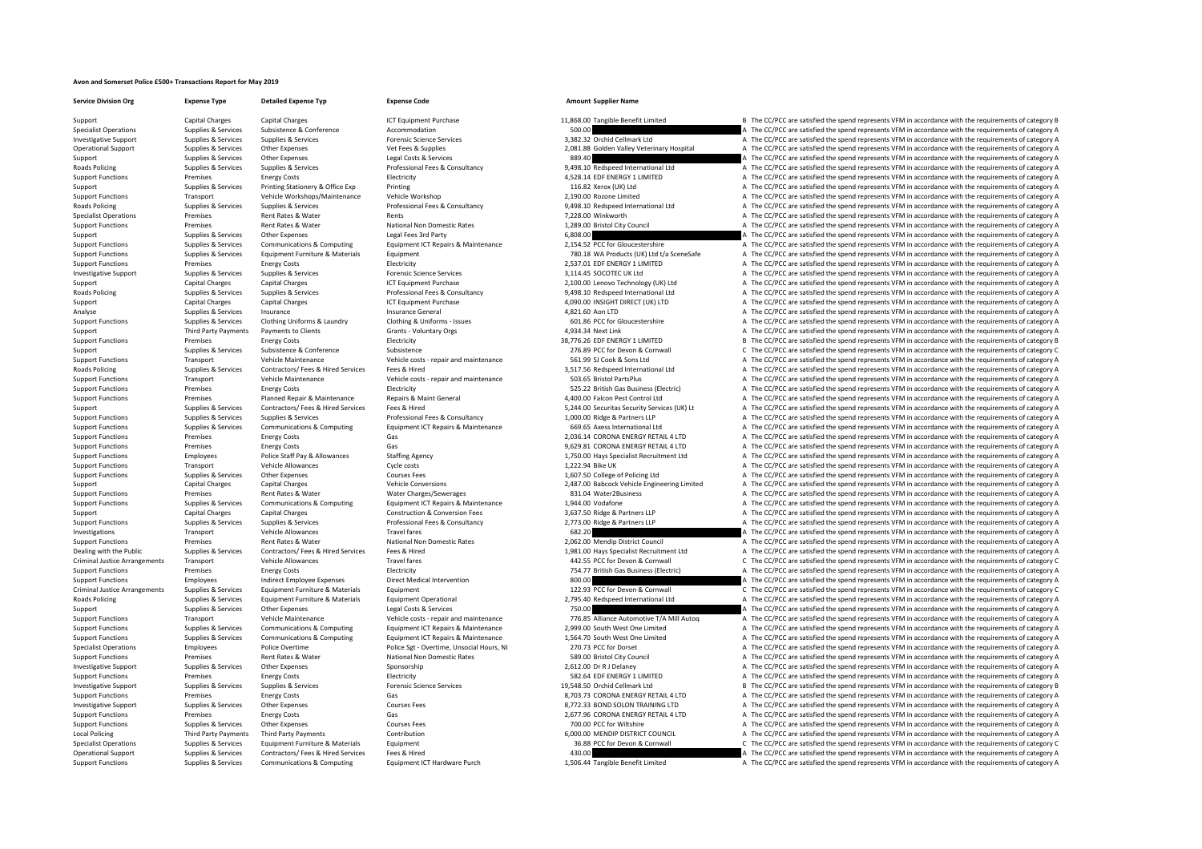# Avon and Somerset Police £500+ Transactions Report for May 2019

| Service Division Org | Expense Type | Detailed Expense Typ | Expense Code | Amount | Supplier Name | |
|---|---|---|---|---|---|---|
| Support | Capital Charges | Capital Charges | ICT Equipment Purchase | 11,868.00 | Tangible Benefit Limited | B The CC/PCC are satisfied the spend represents VFM in accordance with the requirements of category B |
| Specialist Operations | Supplies & Services | Subsistence & Conference | Accommodation | 500.00 | | A The CC/PCC are satisfied the spend represents VFM in accordance with the requirements of category A |
| Investigative Support | Supplies & Services | Supplies & Services | Forensic Science Services | 3,382.32 | Orchid Cellmark Ltd | A The CC/PCC are satisfied the spend represents VFM in accordance with the requirements of category A |
| Operational Support | Supplies & Services | Other Expenses | Vet Fees & Supplies | 2,081.88 | Golden Valley Veterinary Hospital | A The CC/PCC are satisfied the spend represents VFM in accordance with the requirements of category A |
| Support | Supplies & Services | Other Expenses | Legal Costs & Services | 889.40 | | A The CC/PCC are satisfied the spend represents VFM in accordance with the requirements of category A |
| Roads Policing | Supplies & Services | Supplies & Services | Professional Fees & Consultancy | 9,498.10 | Redspeed International Ltd | A The CC/PCC are satisfied the spend represents VFM in accordance with the requirements of category A |
| Support Functions | Premises | Energy Costs | Electricity | 4,528.14 | EDF ENERGY 1 LIMITED | A The CC/PCC are satisfied the spend represents VFM in accordance with the requirements of category A |
| Support | Supplies & Services | Printing Stationery & Office Exp | Printing | 116.82 | Xerox (UK) Ltd | A The CC/PCC are satisfied the spend represents VFM in accordance with the requirements of category A |
| Support Functions | Transport | Vehicle Workshops/Maintenance | Vehicle Workshop | 2,190.00 | Rozone Limited | A The CC/PCC are satisfied the spend represents VFM in accordance with the requirements of category A |
| Roads Policing | Supplies & Services | Supplies & Services | Professional Fees & Consultancy | 9,498.10 | Redspeed International Ltd | A The CC/PCC are satisfied the spend represents VFM in accordance with the requirements of category A |
| Specialist Operations | Premises | Rent Rates & Water | Rents | 7,228.00 | Winkworth | A The CC/PCC are satisfied the spend represents VFM in accordance with the requirements of category A |
| Support Functions | Premises | Rent Rates & Water | National Non Domestic Rates | 1,289.00 | Bristol City Council | A The CC/PCC are satisfied the spend represents VFM in accordance with the requirements of category A |
| Support | Supplies & Services | Other Expenses | Legal Fees 3rd Party | 6,808.00 | | A The CC/PCC are satisfied the spend represents VFM in accordance with the requirements of category A |
| Support Functions | Supplies & Services | Communications & Computing | Equipment ICT Repairs & Maintenance | 2,154.52 | PCC for Gloucestershire | A The CC/PCC are satisfied the spend represents VFM in accordance with the requirements of category A |
| Support Functions | Supplies & Services | Equipment Furniture & Materials | Equipment | 780.18 | WA Products (UK) Ltd t/a SceneSafe | A The CC/PCC are satisfied the spend represents VFM in accordance with the requirements of category A |
| Support Functions | Premises | Energy Costs | Electricity | 2,537.01 | EDF ENERGY 1 LIMITED | A The CC/PCC are satisfied the spend represents VFM in accordance with the requirements of category A |
| Investigative Support | Supplies & Services | Supplies & Services | Forensic Science Services | 3,114.45 | SOCOTEC UK Ltd | A The CC/PCC are satisfied the spend represents VFM in accordance with the requirements of category A |
| Support | Capital Charges | Capital Charges | ICT Equipment Purchase | 2,100.00 | Lenovo Technology (UK) Ltd | A The CC/PCC are satisfied the spend represents VFM in accordance with the requirements of category A |
| Roads Policing | Supplies & Services | Supplies & Services | Professional Fees & Consultancy | 9,498.10 | Redspeed International Ltd | A The CC/PCC are satisfied the spend represents VFM in accordance with the requirements of category A |
| Support | Capital Charges | Capital Charges | ICT Equipment Purchase | 4,090.00 | INSIGHT DIRECT (UK) LTD | A The CC/PCC are satisfied the spend represents VFM in accordance with the requirements of category A |
| Analyse | Supplies & Services | Insurance | Insurance General | 4,821.60 | Aon LTD | A The CC/PCC are satisfied the spend represents VFM in accordance with the requirements of category A |
| Support Functions | Supplies & Services | Clothing Uniforms & Laundry | Clothing & Uniforms - Issues | 601.86 | PCC for Gloucestershire | A The CC/PCC are satisfied the spend represents VFM in accordance with the requirements of category A |
| Support | Third Party Payments | Payments to Clients | Grants - Voluntary Orgs | 4,934.34 | Next Link | A The CC/PCC are satisfied the spend represents VFM in accordance with the requirements of category A |
| Support Functions | Premises | Energy Costs | Electricity | 38,776.26 | EDF ENERGY 1 LIMITED | B The CC/PCC are satisfied the spend represents VFM in accordance with the requirements of category B |
| Support | Supplies & Services | Subsistence & Conference | Subsistence | 276.89 | PCC for Devon & Cornwall | C The CC/PCC are satisfied the spend represents VFM in accordance with the requirements of category C |
| Support Functions | Transport | Vehicle Maintenance | Vehicle costs - repair and maintenance | 561.99 | SJ Cook & Sons Ltd | A The CC/PCC are satisfied the spend represents VFM in accordance with the requirements of category A |
| Roads Policing | Supplies & Services | Contractors/ Fees & Hired Services | Fees & Hired | 3,517.56 | Redspeed International Ltd | A The CC/PCC are satisfied the spend represents VFM in accordance with the requirements of category A |
| Support Functions | Transport | Vehicle Maintenance | Vehicle costs - repair and maintenance | 503.65 | Bristol PartsPlus | A The CC/PCC are satisfied the spend represents VFM in accordance with the requirements of category A |
| Support Functions | Premises | Energy Costs | Electricity | 525.22 | British Gas Business (Electric) | A The CC/PCC are satisfied the spend represents VFM in accordance with the requirements of category A |
| Support Functions | Premises | Planned Repair & Maintenance | Repairs & Maint General | 4,400.00 | Falcon Pest Control Ltd | A The CC/PCC are satisfied the spend represents VFM in accordance with the requirements of category A |
| Support | Supplies & Services | Contractors/ Fees & Hired Services | Fees & Hired | 5,244.00 | Securitas Security Services (UK) Lt | A The CC/PCC are satisfied the spend represents VFM in accordance with the requirements of category A |
| Support Functions | Supplies & Services | Supplies & Services | Professional Fees & Consultancy | 1,000.00 | Ridge & Partners LLP | A The CC/PCC are satisfied the spend represents VFM in accordance with the requirements of category A |
| Support Functions | Supplies & Services | Communications & Computing | Equipment ICT Repairs & Maintenance | 669.65 | Axess International Ltd | A The CC/PCC are satisfied the spend represents VFM in accordance with the requirements of category A |
| Support Functions | Premises | Energy Costs | Gas | 2,036.14 | CORONA ENERGY RETAIL 4 LTD | A The CC/PCC are satisfied the spend represents VFM in accordance with the requirements of category A |
| Support Functions | Premises | Energy Costs | Gas | 9,629.81 | CORONA ENERGY RETAIL 4 LTD | A The CC/PCC are satisfied the spend represents VFM in accordance with the requirements of category A |
| Support Functions | Employees | Police Staff Pay & Allowances | Staffing Agency | 1,750.00 | Hays Specialist Recruitment Ltd | A The CC/PCC are satisfied the spend represents VFM in accordance with the requirements of category A |
| Support Functions | Transport | Vehicle Allowances | Cycle costs | 1,222.94 | Bike UK | A The CC/PCC are satisfied the spend represents VFM in accordance with the requirements of category A |
| Support Functions | Supplies & Services | Other Expenses | Courses Fees | 1,607.50 | College of Policing Ltd | A The CC/PCC are satisfied the spend represents VFM in accordance with the requirements of category A |
| Support | Capital Charges | Capital Charges | Vehicle Conversions | 2,487.00 | Babcock Vehicle Engineering Limited | A The CC/PCC are satisfied the spend represents VFM in accordance with the requirements of category A |
| Support Functions | Premises | Rent Rates & Water | Water Charges/Sewerages | 831.04 | Water2Business | A The CC/PCC are satisfied the spend represents VFM in accordance with the requirements of category A |
| Support Functions | Supplies & Services | Communications & Computing | Equipment ICT Repairs & Maintenance | 1,944.00 | Vodafone | A The CC/PCC are satisfied the spend represents VFM in accordance with the requirements of category A |
| Support | Capital Charges | Capital Charges | Construction & Conversion Fees | 3,637.50 | Ridge & Partners LLP | A The CC/PCC are satisfied the spend represents VFM in accordance with the requirements of category A |
| Support Functions | Supplies & Services | Supplies & Services | Professional Fees & Consultancy | 2,773.00 | Ridge & Partners LLP | A The CC/PCC are satisfied the spend represents VFM in accordance with the requirements of category A |
| Investigations | Transport | Vehicle Allowances | Travel fares | 682.20 | | A The CC/PCC are satisfied the spend represents VFM in accordance with the requirements of category A |
| Support Functions | Premises | Rent Rates & Water | National Non Domestic Rates | 2,062.00 | Mendip District Council | A The CC/PCC are satisfied the spend represents VFM in accordance with the requirements of category A |
| Dealing with the Public | Supplies & Services | Contractors/ Fees & Hired Services | Fees & Hired | 1,981.00 | Hays Specialist Recruitment Ltd | A The CC/PCC are satisfied the spend represents VFM in accordance with the requirements of category A |
| Criminal Justice Arrangements | Transport | Vehicle Allowances | Travel fares | 442.55 | PCC for Devon & Cornwall | C The CC/PCC are satisfied the spend represents VFM in accordance with the requirements of category C |
| Support Functions | Premises | Energy Costs | Electricity | 754.77 | British Gas Business (Electric) | A The CC/PCC are satisfied the spend represents VFM in accordance with the requirements of category A |
| Support Functions | Employees | Indirect Employee Expenses | Direct Medical Intervention | 800.00 | | A The CC/PCC are satisfied the spend represents VFM in accordance with the requirements of category A |
| Criminal Justice Arrangements | Supplies & Services | Equipment Furniture & Materials | Equipment | 122.93 | PCC for Devon & Cornwall | C The CC/PCC are satisfied the spend represents VFM in accordance with the requirements of category C |
| Roads Policing | Supplies & Services | Equipment Furniture & Materials | Equipment Operational | 2,795.40 | Redspeed International Ltd | A The CC/PCC are satisfied the spend represents VFM in accordance with the requirements of category A |
| Support | Supplies & Services | Other Expenses | Legal Costs & Services | 750.00 | | A The CC/PCC are satisfied the spend represents VFM in accordance with the requirements of category A |
| Support Functions | Transport | Vehicle Maintenance | Vehicle costs - repair and maintenance | 776.85 | Alliance Automotive T/A Mill Autoq | A The CC/PCC are satisfied the spend represents VFM in accordance with the requirements of category A |
| Support Functions | Supplies & Services | Communications & Computing | Equipment ICT Repairs & Maintenance | 2,999.00 | South West One Limited | A The CC/PCC are satisfied the spend represents VFM in accordance with the requirements of category A |
| Support Functions | Supplies & Services | Communications & Computing | Equipment ICT Repairs & Maintenance | 1,564.70 | South West One Limited | A The CC/PCC are satisfied the spend represents VFM in accordance with the requirements of category A |
| Specialist Operations | Employees | Police Overtime | Police Sgt - Overtime, Unsocial Hours, NI | 270.73 | PCC for Dorset | A The CC/PCC are satisfied the spend represents VFM in accordance with the requirements of category A |
| Support Functions | Premises | Rent Rates & Water | National Non Domestic Rates | 589.00 | Bristol City Council | A The CC/PCC are satisfied the spend represents VFM in accordance with the requirements of category A |
| Investigative Support | Supplies & Services | Other Expenses | Sponsorship | 2,612.00 | Dr R J Delaney | A The CC/PCC are satisfied the spend represents VFM in accordance with the requirements of category A |
| Support Functions | Premises | Energy Costs | Electricity | 582.64 | EDF ENERGY 1 LIMITED | A The CC/PCC are satisfied the spend represents VFM in accordance with the requirements of category A |
| Investigative Support | Supplies & Services | Supplies & Services | Forensic Science Services | 19,548.50 | Orchid Cellmark Ltd | B The CC/PCC are satisfied the spend represents VFM in accordance with the requirements of category B |
| Support Functions | Premises | Energy Costs | Gas | 8,703.73 | CORONA ENERGY RETAIL 4 LTD | A The CC/PCC are satisfied the spend represents VFM in accordance with the requirements of category A |
| Investigative Support | Supplies & Services | Other Expenses | Courses Fees | 8,772.33 | BOND SOLON TRAINING LTD | A The CC/PCC are satisfied the spend represents VFM in accordance with the requirements of category A |
| Support Functions | Premises | Energy Costs | Gas | 2,677.96 | CORONA ENERGY RETAIL 4 LTD | A The CC/PCC are satisfied the spend represents VFM in accordance with the requirements of category A |
| Support Functions | Supplies & Services | Other Expenses | Courses Fees | 700.00 | PCC for Wiltshire | A The CC/PCC are satisfied the spend represents VFM in accordance with the requirements of category A |
| Local Policing | Third Party Payments | Third Party Payments | Contribution | 6,000.00 | MENDIP DISTRICT COUNCIL | A The CC/PCC are satisfied the spend represents VFM in accordance with the requirements of category A |
| Specialist Operations | Supplies & Services | Equipment Furniture & Materials | Equipment | 36.88 | PCC for Devon & Cornwall | C The CC/PCC are satisfied the spend represents VFM in accordance with the requirements of category C |
| Operational Support | Supplies & Services | Contractors/ Fees & Hired Services | Fees & Hired | 430.00 | | A The CC/PCC are satisfied the spend represents VFM in accordance with the requirements of category A |
| Support Functions | Supplies & Services | Communications & Computing | Equipment ICT Hardware Purch | 1,506.44 | Tangible Benefit Limited | A The CC/PCC are satisfied the spend represents VFM in accordance with the requirements of category A |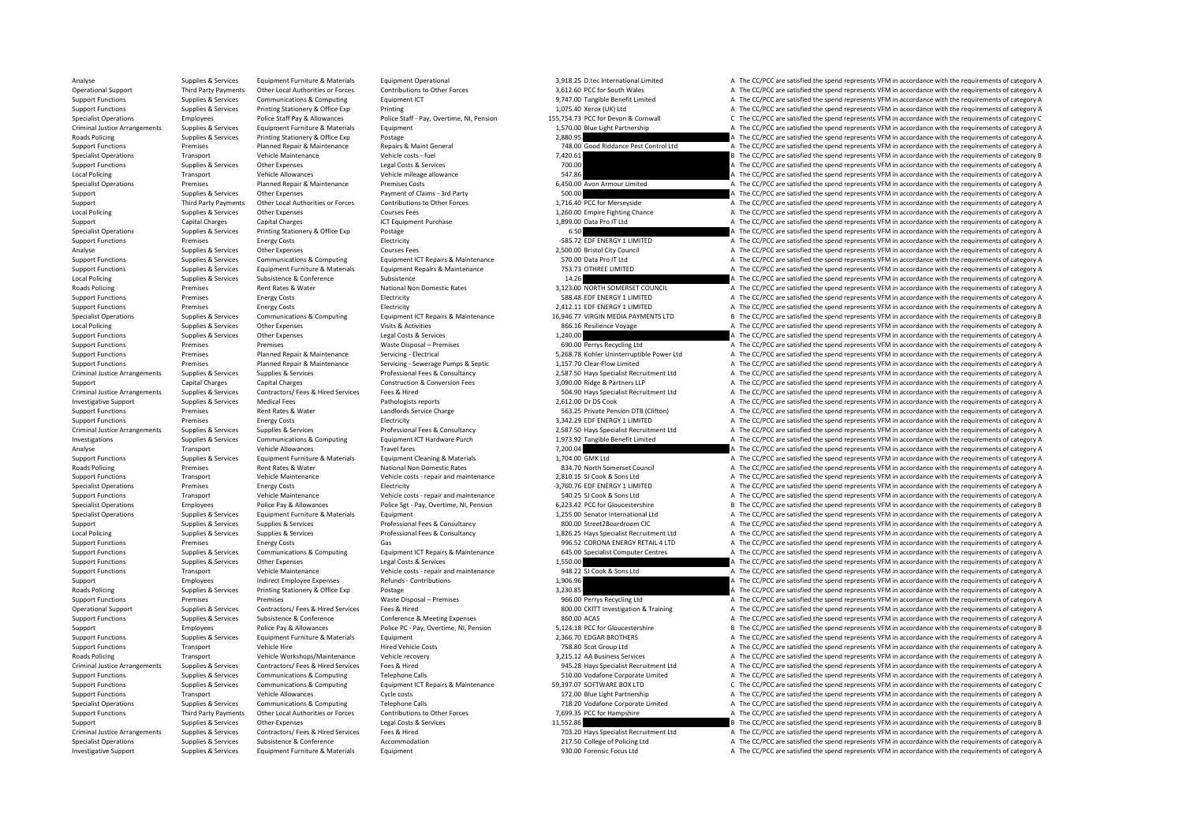| | | | | | | | |
|---|---|---|---|---|---|---|---|
| Analyse | Supplies & Services | Equipment Furniture & Materials | Equipment Operational | 3,918.25 | D.tec International Limited | A | The CC/PCC are satisfied the spend represents VFM in accordance with the requirements of category A |
| Operational Support | Third Party Payments | Other Local Authorities or Forces | Contributions to Other Forces | 3,612.60 | PCC for South Wales | A | The CC/PCC are satisfied the spend represents VFM in accordance with the requirements of category A |
| Support Functions | Supplies & Services | Communications & Computing | Equipment ICT | 9,747.00 | Tangible Benefit Limited | A | The CC/PCC are satisfied the spend represents VFM in accordance with the requirements of category A |
| Support Functions | Supplies & Services | Printing Stationery & Office Exp | Printing | 1,075.40 | Xerox (UK) Ltd | A | The CC/PCC are satisfied the spend represents VFM in accordance with the requirements of category A |
| Specialist Operations | Employees | Police Staff Pay & Allowances | Police Staff - Pay, Overtime, NI, Pension | 155,754.73 | PCC for Devon & Cornwall | C | The CC/PCC are satisfied the spend represents VFM in accordance with the requirements of category C |
| Criminal Justice Arrangements | Supplies & Services | Equipment Furniture & Materials | Equipment | 1,570.00 | Blue Light Partnership | A | The CC/PCC are satisfied the spend represents VFM in accordance with the requirements of category A |
| Roads Policing | Supplies & Services | Printing Stationery & Office Exp | Postage | 2,880.95 | | A | The CC/PCC are satisfied the spend represents VFM in accordance with the requirements of category A |
| Support Functions | Premises | Planned Repair & Maintenance | Repairs & Maint General | 748.00 | Good Riddance Pest Control Ltd | A | The CC/PCC are satisfied the spend represents VFM in accordance with the requirements of category A |
| Specialist Operations | Transport | Vehicle Maintenance | Vehicle costs - fuel | 7,420.61 | | B | The CC/PCC are satisfied the spend represents VFM in accordance with the requirements of category B |
| Support Functions | Supplies & Services | Other Expenses | Legal Costs & Services | 700.00 | | A | The CC/PCC are satisfied the spend represents VFM in accordance with the requirements of category A |
| Local Policing | Transport | Vehicle Allowances | Vehicle mileage allowance | 547.86 | | A | The CC/PCC are satisfied the spend represents VFM in accordance with the requirements of category A |
| Specialist Operations | Premises | Planned Repair & Maintenance | Premises Costs | 6,450.00 | Avon Armour Limited | A | The CC/PCC are satisfied the spend represents VFM in accordance with the requirements of category A |
| Support | Supplies & Services | Other Expenses | Payment of Claims - 3rd Party | 500.00 | | A | The CC/PCC are satisfied the spend represents VFM in accordance with the requirements of category A |
| Support | Third Party Payments | Other Local Authorities or Forces | Contributions to Other Forces | 1,716.40 | PCC for Merseyside | A | The CC/PCC are satisfied the spend represents VFM in accordance with the requirements of category A |
| Local Policing | Supplies & Services | Other Expenses | Courses Fees | 1,260.00 | Empire Fighting Chance | A | The CC/PCC are satisfied the spend represents VFM in accordance with the requirements of category A |
| Support | Capital Charges | Capital Charges | ICT Equipment Purchase | 1,899.00 | Data Pro IT Ltd | A | The CC/PCC are satisfied the spend represents VFM in accordance with the requirements of category A |
| Specialist Operations | Supplies & Services | Printing Stationery & Office Exp | Postage | 6.50 | | A | The CC/PCC are satisfied the spend represents VFM in accordance with the requirements of category A |
| Support Functions | Premises | Energy Costs | Electricity | -585.72 | EDF ENERGY 1 LIMITED | A | The CC/PCC are satisfied the spend represents VFM in accordance with the requirements of category A |
| Analyse | Supplies & Services | Other Expenses | Courses Fees | 2,500.00 | Bristol City Council | A | The CC/PCC are satisfied the spend represents VFM in accordance with the requirements of category A |
| Support Functions | Supplies & Services | Communications & Computing | Equipment ICT Repairs & Maintenance | 570.00 | Data Pro IT Ltd | A | The CC/PCC are satisfied the spend represents VFM in accordance with the requirements of category A |
| Support Functions | Supplies & Services | Equipment Furniture & Materials | Equipment Repairs & Maintenance | 753.73 | OTHREE LIMITED | A | The CC/PCC are satisfied the spend represents VFM in accordance with the requirements of category A |
| Local Policing | Supplies & Services | Subsistence & Conference | Subsistence | 14.26 | | A | The CC/PCC are satisfied the spend represents VFM in accordance with the requirements of category A |
| Roads Policing | Premises | Rent Rates & Water | National Non Domestic Rates | 3,123.00 | NORTH SOMERSET COUNCIL | A | The CC/PCC are satisfied the spend represents VFM in accordance with the requirements of category A |
| Support Functions | Premises | Energy Costs | Electricity | 588.48 | EDF ENERGY 1 LIMITED | A | The CC/PCC are satisfied the spend represents VFM in accordance with the requirements of category A |
| Support Functions | Premises | Energy Costs | Electricity | 2,412.11 | EDF ENERGY 1 LIMITED | A | The CC/PCC are satisfied the spend represents VFM in accordance with the requirements of category A |
| Specialist Operations | Supplies & Services | Communications & Computing | Equipment ICT Repairs & Maintenance | 16,946.77 | VIRGIN MEDIA PAYMENTS LTD | B | The CC/PCC are satisfied the spend represents VFM in accordance with the requirements of category B |
| Local Policing | Supplies & Services | Other Expenses | Visits & Activities | 866.16 | Resilience Voyage | A | The CC/PCC are satisfied the spend represents VFM in accordance with the requirements of category A |
| Support Functions | Supplies & Services | Other Expenses | Legal Costs & Services | 1,240.00 | | A | The CC/PCC are satisfied the spend represents VFM in accordance with the requirements of category A |
| Support Functions | Premises | Premises | Waste Disposal – Premises | 690.00 | Perrys Recycling Ltd | A | The CC/PCC are satisfied the spend represents VFM in accordance with the requirements of category A |
| Support Functions | Premises | Planned Repair & Maintenance | Servicing - Electrical | 5,268.78 | Kohler Uninterruptible Power Ltd | A | The CC/PCC are satisfied the spend represents VFM in accordance with the requirements of category A |
| Support Functions | Premises | Planned Repair & Maintenance | Servicing - Sewerage Pumps & Septic | 1,157.70 | Clear-Flow Limited | A | The CC/PCC are satisfied the spend represents VFM in accordance with the requirements of category A |
| Criminal Justice Arrangements | Supplies & Services | Supplies & Services | Professional Fees & Consultancy | 2,587.50 | Hays Specialist Recruitment Ltd | A | The CC/PCC are satisfied the spend represents VFM in accordance with the requirements of category A |
| Support | Capital Charges | Capital Charges | Construction & Conversion Fees | 3,090.00 | Ridge & Partners LLP | A | The CC/PCC are satisfied the spend represents VFM in accordance with the requirements of category A |
| Criminal Justice Arrangements | Supplies & Services | Contractors/ Fees & Hired Services | Fees & Hired | 504.90 | Hays Specialist Recruitment Ltd | A | The CC/PCC are satisfied the spend represents VFM in accordance with the requirements of category A |
| Investigative Support | Supplies & Services | Medical Fees | Pathologists reports | 2,612.00 | Dr DS Cook | A | The CC/PCC are satisfied the spend represents VFM in accordance with the requirements of category A |
| Support Functions | Premises | Rent Rates & Water | Landlords Service Charge | 563.25 | Private Pension DTB (Clifton) | A | The CC/PCC are satisfied the spend represents VFM in accordance with the requirements of category A |
| Support Functions | Premises | Energy Costs | Electricity | 3,342.29 | EDF ENERGY 1 LIMITED | A | The CC/PCC are satisfied the spend represents VFM in accordance with the requirements of category A |
| Criminal Justice Arrangements | Supplies & Services | Supplies & Services | Professional Fees & Consultancy | 2,587.50 | Hays Specialist Recruitment Ltd | A | The CC/PCC are satisfied the spend represents VFM in accordance with the requirements of category A |
| Investigations | Supplies & Services | Communications & Computing | Equipment ICT Hardware Purch | 1,973.92 | Tangible Benefit Limited | A | The CC/PCC are satisfied the spend represents VFM in accordance with the requirements of category A |
| Analyse | Transport | Vehicle Allowances | Travel fares | 7,200.04 | | A | The CC/PCC are satisfied the spend represents VFM in accordance with the requirements of category A |
| Support Functions | Supplies & Services | Equipment Furniture & Materials | Equipment Cleaning & Materials | 1,704.00 | GMK Ltd | A | The CC/PCC are satisfied the spend represents VFM in accordance with the requirements of category A |
| Roads Policing | Premises | Rent Rates & Water | National Non Domestic Rates | 834.70 | North Somerset Council | A | The CC/PCC are satisfied the spend represents VFM in accordance with the requirements of category A |
| Support Functions | Transport | Vehicle Maintenance | Vehicle costs - repair and maintenance | 2,810.15 | SJ Cook & Sons Ltd | A | The CC/PCC are satisfied the spend represents VFM in accordance with the requirements of category A |
| Specialist Operations | Premises | Energy Costs | Electricity | -3,760.76 | EDF ENERGY 1 LIMITED | A | The CC/PCC are satisfied the spend represents VFM in accordance with the requirements of category A |
| Support Functions | Transport | Vehicle Maintenance | Vehicle costs - repair and maintenance | 540.25 | SJ Cook & Sons Ltd | A | The CC/PCC are satisfied the spend represents VFM in accordance with the requirements of category A |
| Specialist Operations | Employees | Police Pay & Allowances | Police Sgt - Pay, Overtime, NI, Pension | 6,223.42 | PCC for Gloucestershire | B | The CC/PCC are satisfied the spend represents VFM in accordance with the requirements of category B |
| Specialist Operations | Supplies & Services | Equipment Furniture & Materials | Equipment | 1,255.00 | Senator International Ltd | A | The CC/PCC are satisfied the spend represents VFM in accordance with the requirements of category A |
| Support | Supplies & Services | Supplies & Services | Professional Fees & Consultancy | 800.00 | Street2Boardroom CIC | A | The CC/PCC are satisfied the spend represents VFM in accordance with the requirements of category A |
| Local Policing | Supplies & Services | Supplies & Services | Professional Fees & Consultancy | 1,826.25 | Hays Specialist Recruitment Ltd | A | The CC/PCC are satisfied the spend represents VFM in accordance with the requirements of category A |
| Support Functions | Premises | Energy Costs | Gas | 996.52 | CORONA ENERGY RETAIL 4 LTD | A | The CC/PCC are satisfied the spend represents VFM in accordance with the requirements of category A |
| Support Functions | Supplies & Services | Communications & Computing | Equipment ICT Repairs & Maintenance | 645.00 | Specialist Computer Centres | A | The CC/PCC are satisfied the spend represents VFM in accordance with the requirements of category A |
| Support Functions | Supplies & Services | Other Expenses | Legal Costs & Services | 1,550.00 | | A | The CC/PCC are satisfied the spend represents VFM in accordance with the requirements of category A |
| Support Functions | Transport | Vehicle Maintenance | Vehicle costs - repair and maintenance | 948.22 | SJ Cook & Sons Ltd | A | The CC/PCC are satisfied the spend represents VFM in accordance with the requirements of category A |
| Support | Employees | Indirect Employee Expenses | Refunds - Contributions | 1,906.96 | | A | The CC/PCC are satisfied the spend represents VFM in accordance with the requirements of category A |
| Roads Policing | Supplies & Services | Printing Stationery & Office Exp | Postage | 3,230.85 | | A | The CC/PCC are satisfied the spend represents VFM in accordance with the requirements of category A |
| Support Functions | Premises | Premises | Waste Disposal – Premises | 966.00 | Perrys Recycling Ltd | A | The CC/PCC are satisfied the spend represents VFM in accordance with the requirements of category A |
| Operational Support | Supplies & Services | Contractors/ Fees & Hired Services | Fees & Hired | 800.00 | CKITT Investigation & Training | A | The CC/PCC are satisfied the spend represents VFM in accordance with the requirements of category A |
| Support Functions | Supplies & Services | Subsistence & Conference | Conference & Meeting Expenses | 860.00 | ACAS | A | The CC/PCC are satisfied the spend represents VFM in accordance with the requirements of category A |
| Support | Employees | Police Pay & Allowances | Police PC - Pay, Overtime, NI, Pension | 5,124.18 | PCC for Gloucestershire | B | The CC/PCC are satisfied the spend represents VFM in accordance with the requirements of category B |
| Support Functions | Supplies & Services | Equipment Furniture & Materials | Equipment | 2,366.70 | EDGAR BROTHERS | A | The CC/PCC are satisfied the spend represents VFM in accordance with the requirements of category A |
| Support Functions | Transport | Vehicle Hire | Hired Vehicle Costs | 758.80 | Scot Group Ltd | A | The CC/PCC are satisfied the spend represents VFM in accordance with the requirements of category A |
| Roads Policing | Transport | Vehicle Workshops/Maintenance | Vehicle recovery | 3,215.12 | AA Business Services | A | The CC/PCC are satisfied the spend represents VFM in accordance with the requirements of category A |
| Criminal Justice Arrangements | Supplies & Services | Contractors/ Fees & Hired Services | Fees & Hired | 945.28 | Hays Specialist Recruitment Ltd | A | The CC/PCC are satisfied the spend represents VFM in accordance with the requirements of category A |
| Support Functions | Supplies & Services | Communications & Computing | Telephone Calls | 510.00 | Vodafone Corporate Limited | A | The CC/PCC are satisfied the spend represents VFM in accordance with the requirements of category A |
| Support Functions | Supplies & Services | Communications & Computing | Equipment ICT Repairs & Maintenance | 59,397.07 | SOFTWARE BOX LTD | C | The CC/PCC are satisfied the spend represents VFM in accordance with the requirements of category C |
| Support Functions | Transport | Vehicle Allowances | Cycle costs | 172.00 | Blue Light Partnership | A | The CC/PCC are satisfied the spend represents VFM in accordance with the requirements of category A |
| Specialist Operations | Supplies & Services | Communications & Computing | Telephone Calls | 718.20 | Vodafone Corporate Limited | A | The CC/PCC are satisfied the spend represents VFM in accordance with the requirements of category A |
| Support Functions | Third Party Payments | Other Local Authorities or Forces | Contributions to Other Forces | 7,699.35 | PCC for Hampshire | A | The CC/PCC are satisfied the spend represents VFM in accordance with the requirements of category A |
| Support | Supplies & Services | Other Expenses | Legal Costs & Services | 11,552.86 | | B | The CC/PCC are satisfied the spend represents VFM in accordance with the requirements of category B |
| Criminal Justice Arrangements | Supplies & Services | Contractors/ Fees & Hired Services | Fees & Hired | 703.20 | Hays Specialist Recruitment Ltd | A | The CC/PCC are satisfied the spend represents VFM in accordance with the requirements of category A |
| Specialist Operations | Supplies & Services | Subsistence & Conference | Accommodation | 217.50 | College of Policing Ltd | A | The CC/PCC are satisfied the spend represents VFM in accordance with the requirements of category A |
| Investigative Support | Supplies & Services | Equipment Furniture & Materials | Equipment | 930.00 | Forensic Focus Ltd | A | The CC/PCC are satisfied the spend represents VFM in accordance with the requirements of category A |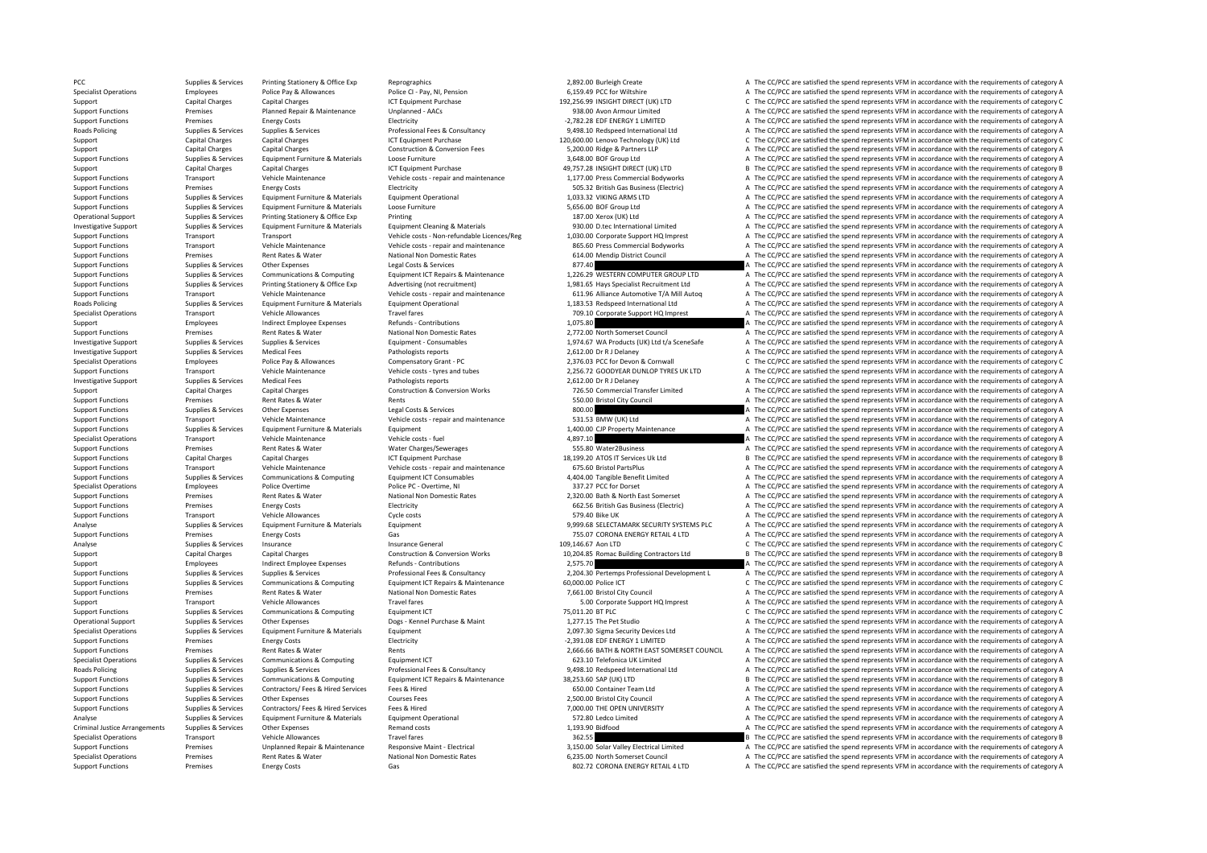| PCC | Supplies & Services | Printing Stationery & Office Exp | Reprographics | 2,892.00 | Burleigh Create | A | The CC/PCC are satisfied the spend represents VFM in accordance with the requirements of category A |
|---|---|---|---|---|---|---|---|
| Specialist Operations | Employees | Police Pay & Allowances | Police CI - Pay, NI, Pension | 6,159.49 | PCC for Wiltshire | A | The CC/PCC are satisfied the spend represents VFM in accordance with the requirements of category A |
| Support | Capital Charges | Capital Charges | ICT Equipment Purchase | 192,256.99 | INSIGHT DIRECT (UK) LTD | C | The CC/PCC are satisfied the spend represents VFM in accordance with the requirements of category C |
| Support Functions | Premises | Planned Repair & Maintenance | Unplanned - AACs | 938.00 | Avon Armour Limited | A | The CC/PCC are satisfied the spend represents VFM in accordance with the requirements of category A |
| Support Functions | Premises | Energy Costs | Electricity | -2,782.28 | EDF ENERGY 1 LIMITED | A | The CC/PCC are satisfied the spend represents VFM in accordance with the requirements of category A |
| Roads Policing | Supplies & Services | Supplies & Services | Professional Fees & Consultancy | 9,498.10 | Redspeed International Ltd | A | The CC/PCC are satisfied the spend represents VFM in accordance with the requirements of category A |
| Support | Capital Charges | Capital Charges | ICT Equipment Purchase | 120,600.00 | Lenovo Technology (UK) Ltd | C | The CC/PCC are satisfied the spend represents VFM in accordance with the requirements of category C |
| Support | Capital Charges | Capital Charges | Construction & Conversion Fees | 5,200.00 | Ridge & Partners LLP | A | The CC/PCC are satisfied the spend represents VFM in accordance with the requirements of category A |
| Support Functions | Supplies & Services | Equipment Furniture & Materials | Loose Furniture | 3,648.00 | BOF Group Ltd | A | The CC/PCC are satisfied the spend represents VFM in accordance with the requirements of category A |
| Support | Capital Charges | Capital Charges | ICT Equipment Purchase | 49,757.28 | INSIGHT DIRECT (UK) LTD | B | The CC/PCC are satisfied the spend represents VFM in accordance with the requirements of category B |
| Support Functions | Transport | Vehicle Maintenance | Vehicle costs - repair and maintenance | 1,177.00 | Press Commercial Bodyworks | A | The CC/PCC are satisfied the spend represents VFM in accordance with the requirements of category A |
| Support Functions | Premises | Energy Costs | Electricity | 505.32 | British Gas Business (Electric) | A | The CC/PCC are satisfied the spend represents VFM in accordance with the requirements of category A |
| Support Functions | Supplies & Services | Equipment Furniture & Materials | Equipment Operational | 1,033.32 | VIKING ARMS LTD | A | The CC/PCC are satisfied the spend represents VFM in accordance with the requirements of category A |
| Support Functions | Supplies & Services | Equipment Furniture & Materials | Loose Furniture | 5,656.00 | BOF Group Ltd | A | The CC/PCC are satisfied the spend represents VFM in accordance with the requirements of category A |
| Operational Support | Supplies & Services | Printing Stationery & Office Exp | Printing | 187.00 | Xerox (UK) Ltd | A | The CC/PCC are satisfied the spend represents VFM in accordance with the requirements of category A |
| Investigative Support | Supplies & Services | Equipment Furniture & Materials | Equipment Cleaning & Materials | 930.00 | D.tec International Limited | A | The CC/PCC are satisfied the spend represents VFM in accordance with the requirements of category A |
| Support Functions | Transport | Transport | Vehicle costs - Non-refundable Licences/Reg | 1,030.00 | Corporate Support HQ Imprest | A | The CC/PCC are satisfied the spend represents VFM in accordance with the requirements of category A |
| Support Functions | Transport | Vehicle Maintenance | Vehicle costs - repair and maintenance | 865.60 | Press Commercial Bodyworks | A | The CC/PCC are satisfied the spend represents VFM in accordance with the requirements of category A |
| Support Functions | Premises | Rent Rates & Water | National Non Domestic Rates | 614.00 | Mendip District Council | A | The CC/PCC are satisfied the spend represents VFM in accordance with the requirements of category A |
| Support Functions | Supplies & Services | Other Expenses | Legal Costs & Services | 877.40 | | A | The CC/PCC are satisfied the spend represents VFM in accordance with the requirements of category A |
| Support Functions | Supplies & Services | Communications & Computing | Equipment ICT Repairs & Maintenance | 1,226.29 | WESTERN COMPUTER GROUP LTD | A | The CC/PCC are satisfied the spend represents VFM in accordance with the requirements of category A |
| Support Functions | Supplies & Services | Printing Stationery & Office Exp | Advertising (not recruitment) | 1,981.65 | Hays Specialist Recruitment Ltd | A | The CC/PCC are satisfied the spend represents VFM in accordance with the requirements of category A |
| Support Functions | Transport | Vehicle Maintenance | Vehicle costs - repair and maintenance | 611.96 | Alliance Automotive T/A Mill Autoq | A | The CC/PCC are satisfied the spend represents VFM in accordance with the requirements of category A |
| Roads Policing | Supplies & Services | Equipment Furniture & Materials | Equipment Operational | 1,183.53 | Redspeed International Ltd | A | The CC/PCC are satisfied the spend represents VFM in accordance with the requirements of category A |
| Specialist Operations | Transport | Vehicle Allowances | Travel fares | 709.10 | Corporate Support HQ Imprest | A | The CC/PCC are satisfied the spend represents VFM in accordance with the requirements of category A |
| Support | Employees | Indirect Employee Expenses | Refunds - Contributions | 1,075.80 | | A | The CC/PCC are satisfied the spend represents VFM in accordance with the requirements of category A |
| Support Functions | Premises | Rent Rates & Water | National Non Domestic Rates | 2,772.00 | North Somerset Council | A | The CC/PCC are satisfied the spend represents VFM in accordance with the requirements of category A |
| Investigative Support | Supplies & Services | Supplies & Services | Equipment - Consumables | 1,974.67 | WA Products (UK) Ltd t/a SceneSafe | A | The CC/PCC are satisfied the spend represents VFM in accordance with the requirements of category A |
| Investigative Support | Supplies & Services | Medical Fees | Pathologists reports | 2,612.00 | Dr R J Delaney | A | The CC/PCC are satisfied the spend represents VFM in accordance with the requirements of category A |
| Specialist Operations | Employees | Police Pay & Allowances | Compensatory Grant - PC | 2,376.03 | PCC for Devon & Cornwall | C | The CC/PCC are satisfied the spend represents VFM in accordance with the requirements of category C |
| Support Functions | Transport | Vehicle Maintenance | Vehicle costs - tyres and tubes | 2,256.72 | GOODYEAR DUNLOP TYRES UK LTD | A | The CC/PCC are satisfied the spend represents VFM in accordance with the requirements of category A |
| Investigative Support | Supplies & Services | Medical Fees | Pathologists reports | 2,612.00 | Dr R J Delaney | A | The CC/PCC are satisfied the spend represents VFM in accordance with the requirements of category A |
| Support | Capital Charges | Capital Charges | Construction & Conversion Works | 726.50 | Commercial Transfer Limited | A | The CC/PCC are satisfied the spend represents VFM in accordance with the requirements of category A |
| Support Functions | Premises | Rent Rates & Water | Rents | 550.00 | Bristol City Council | A | The CC/PCC are satisfied the spend represents VFM in accordance with the requirements of category A |
| Support Functions | Supplies & Services | Other Expenses | Legal Costs & Services | 800.00 | | A | The CC/PCC are satisfied the spend represents VFM in accordance with the requirements of category A |
| Support Functions | Transport | Vehicle Maintenance | Vehicle costs - repair and maintenance | 531.53 | BMW (UK) Ltd | A | The CC/PCC are satisfied the spend represents VFM in accordance with the requirements of category A |
| Support Functions | Supplies & Services | Equipment Furniture & Materials | Equipment | 1,400.00 | CJP Property Maintenance | A | The CC/PCC are satisfied the spend represents VFM in accordance with the requirements of category A |
| Specialist Operations | Transport | Vehicle Maintenance | Vehicle costs - fuel | 4,897.10 | | A | The CC/PCC are satisfied the spend represents VFM in accordance with the requirements of category A |
| Support Functions | Premises | Rent Rates & Water | Water Charges/Sewerages | 555.80 | Water2Business | A | The CC/PCC are satisfied the spend represents VFM in accordance with the requirements of category A |
| Support Functions | Capital Charges | Capital Charges | ICT Equipment Purchase | 18,199.20 | ATOS IT Services Uk Ltd | B | The CC/PCC are satisfied the spend represents VFM in accordance with the requirements of category B |
| Support Functions | Transport | Vehicle Maintenance | Vehicle costs - repair and maintenance | 675.60 | Bristol PartsPlus | A | The CC/PCC are satisfied the spend represents VFM in accordance with the requirements of category A |
| Support Functions | Supplies & Services | Communications & Computing | Equipment ICT Consumables | 4,404.00 | Tangible Benefit Limited | A | The CC/PCC are satisfied the spend represents VFM in accordance with the requirements of category A |
| Specialist Operations | Employees | Police Overtime | Police PC - Overtime, NI | 337.27 | PCC for Dorset | A | The CC/PCC are satisfied the spend represents VFM in accordance with the requirements of category A |
| Support Functions | Premises | Rent Rates & Water | National Non Domestic Rates | 2,320.00 | Bath & North East Somerset | A | The CC/PCC are satisfied the spend represents VFM in accordance with the requirements of category A |
| Support Functions | Premises | Energy Costs | Electricity | 662.56 | British Gas Business (Electric) | A | The CC/PCC are satisfied the spend represents VFM in accordance with the requirements of category A |
| Support Functions | Transport | Vehicle Allowances | Cycle costs | 579.40 | Bike UK | A | The CC/PCC are satisfied the spend represents VFM in accordance with the requirements of category A |
| Analyse | Supplies & Services | Equipment Furniture & Materials | Equipment | 9,999.68 | SELECTAMARK SECURITY SYSTEMS PLC | A | The CC/PCC are satisfied the spend represents VFM in accordance with the requirements of category A |
| Support Functions | Premises | Energy Costs | Gas | 755.07 | CORONA ENERGY RETAIL 4 LTD | A | The CC/PCC are satisfied the spend represents VFM in accordance with the requirements of category A |
| Analyse | Supplies & Services | Insurance | Insurance General | 109,146.67 | Aon LTD | C | The CC/PCC are satisfied the spend represents VFM in accordance with the requirements of category C |
| Support | Capital Charges | Capital Charges | Construction & Conversion Works | 10,204.85 | Romac Building Contractors Ltd | B | The CC/PCC are satisfied the spend represents VFM in accordance with the requirements of category B |
| Support | Employees | Indirect Employee Expenses | Refunds - Contributions | 2,575.70 | | A | The CC/PCC are satisfied the spend represents VFM in accordance with the requirements of category A |
| Support Functions | Supplies & Services | Supplies & Services | Professional Fees & Consultancy | 2,204.30 | Pertemps Professional Development L | A | The CC/PCC are satisfied the spend represents VFM in accordance with the requirements of category A |
| Support Functions | Supplies & Services | Communications & Computing | Equipment ICT Repairs & Maintenance | 60,000.00 | Police ICT | C | The CC/PCC are satisfied the spend represents VFM in accordance with the requirements of category C |
| Support Functions | Premises | Rent Rates & Water | National Non Domestic Rates | 7,661.00 | Bristol City Council | A | The CC/PCC are satisfied the spend represents VFM in accordance with the requirements of category A |
| Support | Transport | Vehicle Allowances | Travel fares | 5.00 | Corporate Support HQ Imprest | A | The CC/PCC are satisfied the spend represents VFM in accordance with the requirements of category A |
| Support Functions | Supplies & Services | Communications & Computing | Equipment ICT | 75,011.20 | BT PLC | C | The CC/PCC are satisfied the spend represents VFM in accordance with the requirements of category C |
| Operational Support | Supplies & Services | Other Expenses | Dogs - Kennel Purchase & Maint | 1,277.15 | The Pet Studio | A | The CC/PCC are satisfied the spend represents VFM in accordance with the requirements of category A |
| Specialist Operations | Supplies & Services | Equipment Furniture & Materials | Equipment | 2,097.30 | Sigma Security Devices Ltd | A | The CC/PCC are satisfied the spend represents VFM in accordance with the requirements of category A |
| Support Functions | Premises | Energy Costs | Electricity | -2,391.08 | EDF ENERGY 1 LIMITED | A | The CC/PCC are satisfied the spend represents VFM in accordance with the requirements of category A |
| Support Functions | Premises | Rent Rates & Water | Rents | 2,666.66 | BATH & NORTH EAST SOMERSET COUNCIL | A | The CC/PCC are satisfied the spend represents VFM in accordance with the requirements of category A |
| Specialist Operations | Supplies & Services | Communications & Computing | Equipment ICT | 623.10 | Telefonica UK Limited | A | The CC/PCC are satisfied the spend represents VFM in accordance with the requirements of category A |
| Roads Policing | Supplies & Services | Supplies & Services | Professional Fees & Consultancy | 9,498.10 | Redspeed International Ltd | A | The CC/PCC are satisfied the spend represents VFM in accordance with the requirements of category A |
| Support Functions | Supplies & Services | Communications & Computing | Equipment ICT Repairs & Maintenance | 38,253.60 | SAP (UK) LTD | B | The CC/PCC are satisfied the spend represents VFM in accordance with the requirements of category B |
| Support Functions | Supplies & Services | Contractors/ Fees & Hired Services | Fees & Hired | 650.00 | Container Team Ltd | A | The CC/PCC are satisfied the spend represents VFM in accordance with the requirements of category A |
| Support Functions | Supplies & Services | Other Expenses | Courses Fees | 2,500.00 | Bristol City Council | A | The CC/PCC are satisfied the spend represents VFM in accordance with the requirements of category A |
| Support Functions | Supplies & Services | Contractors/ Fees & Hired Services | Fees & Hired | 7,000.00 | THE OPEN UNIVERSITY | A | The CC/PCC are satisfied the spend represents VFM in accordance with the requirements of category A |
| Analyse | Supplies & Services | Equipment Furniture & Materials | Equipment Operational | 572.80 | Ledco Limited | A | The CC/PCC are satisfied the spend represents VFM in accordance with the requirements of category A |
| Criminal Justice Arrangements | Supplies & Services | Other Expenses | Remand costs | 1,193.90 | Bidfood | A | The CC/PCC are satisfied the spend represents VFM in accordance with the requirements of category A |
| Specialist Operations | Transport | Vehicle Allowances | Travel fares | 362.55 | | B | The CC/PCC are satisfied the spend represents VFM in accordance with the requirements of category B |
| Support Functions | Premises | Unplanned Repair & Maintenance | Responsive Maint - Electrical | 3,150.00 | Solar Valley Electrical Limited | A | The CC/PCC are satisfied the spend represents VFM in accordance with the requirements of category A |
| Specialist Operations | Premises | Rent Rates & Water | National Non Domestic Rates | 6,235.00 | North Somerset Council | A | The CC/PCC are satisfied the spend represents VFM in accordance with the requirements of category A |
| Support Functions | Premises | Energy Costs | Gas | 802.72 | CORONA ENERGY RETAIL 4 LTD | A | The CC/PCC are satisfied the spend represents VFM in accordance with the requirements of category A |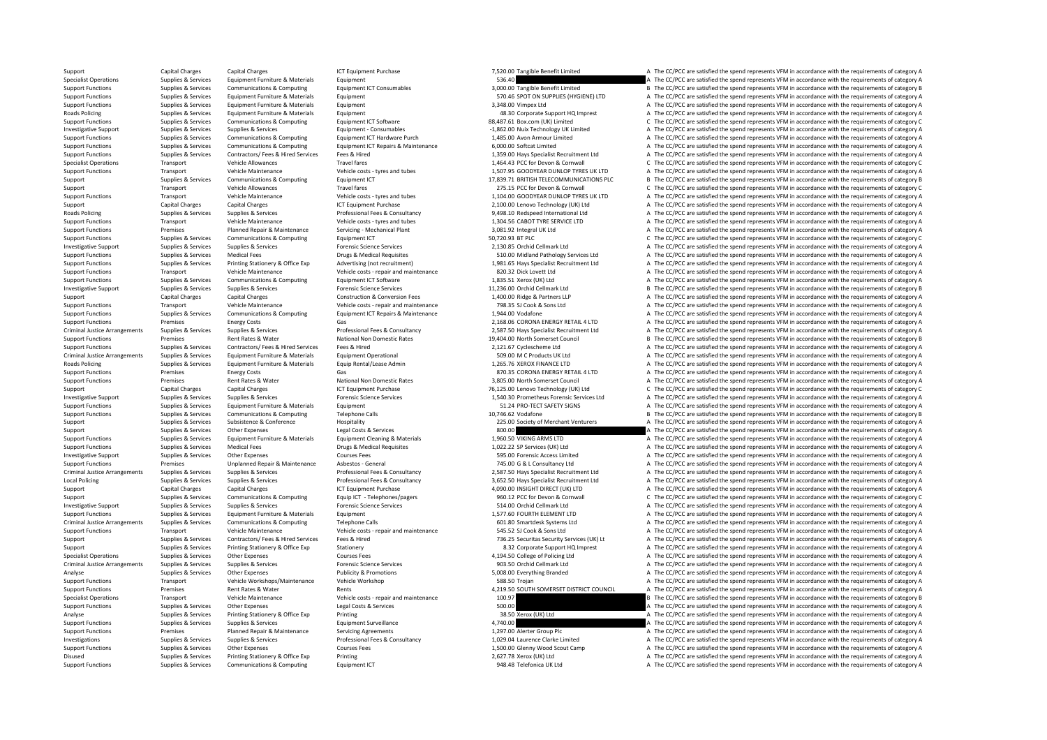| | | | | | | | |
|---|---|---|---|---|---|---|---|
| Support | Capital Charges | Capital Charges | ICT Equipment Purchase | 7,520.00 | Tangible Benefit Limited | A | The CC/PCC are satisfied the spend represents VFM in accordance with the requirements of category A |
| Specialist Operations | Supplies & Services | Equipment Furniture & Materials | Equipment | 536.40 | | A | The CC/PCC are satisfied the spend represents VFM in accordance with the requirements of category A |
| Support Functions | Supplies & Services | Communications & Computing | Equipment ICT Consumables | 3,000.00 | Tangible Benefit Limited | B | The CC/PCC are satisfied the spend represents VFM in accordance with the requirements of category B |
| Support Functions | Supplies & Services | Equipment Furniture & Materials | Equipment | 570.46 | SPOT ON SUPPLIES (HYGIENE) LTD | A | The CC/PCC are satisfied the spend represents VFM in accordance with the requirements of category A |
| Support Functions | Supplies & Services | Equipment Furniture & Materials | Equipment | 3,348.00 | Vimpex Ltd | A | The CC/PCC are satisfied the spend represents VFM in accordance with the requirements of category A |
| Roads Policing | Supplies & Services | Equipment Furniture & Materials | Equipment | 48.30 | Corporate Support HQ Imprest | A | The CC/PCC are satisfied the spend represents VFM in accordance with the requirements of category A |
| Support Functions | Supplies & Services | Communications & Computing | Equipment ICT Software | 88,487.61 | Box.com (UK) Limited | C | The CC/PCC are satisfied the spend represents VFM in accordance with the requirements of category C |
| Investigative Support | Supplies & Services | Supplies & Services | Equipment - Consumables | -1,862.00 | Nuix Technology UK Limited | A | The CC/PCC are satisfied the spend represents VFM in accordance with the requirements of category A |
| Support Functions | Supplies & Services | Communications & Computing | Equipment ICT Hardware Purch | 1,485.00 | Avon Armour Limited | A | The CC/PCC are satisfied the spend represents VFM in accordance with the requirements of category A |
| Support Functions | Supplies & Services | Communications & Computing | Equipment ICT Repairs & Maintenance | 6,000.00 | Softcat Limited | A | The CC/PCC are satisfied the spend represents VFM in accordance with the requirements of category A |
| Support Functions | Supplies & Services | Contractors/ Fees & Hired Services | Fees & Hired | 1,359.00 | Hays Specialist Recruitment Ltd | A | The CC/PCC are satisfied the spend represents VFM in accordance with the requirements of category A |
| Specialist Operations | Transport | Vehicle Allowances | Travel fares | 1,464.43 | PCC for Devon & Cornwall | C | The CC/PCC are satisfied the spend represents VFM in accordance with the requirements of category C |
| Support Functions | Transport | Vehicle Maintenance | Vehicle costs - tyres and tubes | 1,507.95 | GOODYEAR DUNLOP TYRES UK LTD | A | The CC/PCC are satisfied the spend represents VFM in accordance with the requirements of category A |
| Support | Supplies & Services | Communications & Computing | Equipment ICT | 17,839.71 | BRITISH TELECOMMUNICATIONS PLC | B | The CC/PCC are satisfied the spend represents VFM in accordance with the requirements of category B |
| Support | Transport | Vehicle Allowances | Travel fares | 275.15 | PCC for Devon & Cornwall | C | The CC/PCC are satisfied the spend represents VFM in accordance with the requirements of category C |
| Support Functions | Transport | Vehicle Maintenance | Vehicle costs - tyres and tubes | 1,104.00 | GOODYEAR DUNLOP TYRES UK LTD | A | The CC/PCC are satisfied the spend represents VFM in accordance with the requirements of category A |
| Support | Capital Charges | Capital Charges | ICT Equipment Purchase | 2,100.00 | Lenovo Technology (UK) Ltd | A | The CC/PCC are satisfied the spend represents VFM in accordance with the requirements of category A |
| Roads Policing | Supplies & Services | Supplies & Services | Professional Fees & Consultancy | 9,498.10 | Redspeed International Ltd | A | The CC/PCC are satisfied the spend represents VFM in accordance with the requirements of category A |
| Support Functions | Transport | Vehicle Maintenance | Vehicle costs - tyres and tubes | 1,304.56 | CABOT TYRE SERVICE LTD | A | The CC/PCC are satisfied the spend represents VFM in accordance with the requirements of category A |
| Support Functions | Premises | Planned Repair & Maintenance | Servicing - Mechanical Plant | 3,081.92 | Integral UK Ltd | A | The CC/PCC are satisfied the spend represents VFM in accordance with the requirements of category A |
| Support Functions | Supplies & Services | Communications & Computing | Equipment ICT | 50,720.93 | BT PLC | C | The CC/PCC are satisfied the spend represents VFM in accordance with the requirements of category C |
| Investigative Support | Supplies & Services | Supplies & Services | Forensic Science Services | 2,130.85 | Orchid Cellmark Ltd | A | The CC/PCC are satisfied the spend represents VFM in accordance with the requirements of category A |
| Support Functions | Supplies & Services | Medical Fees | Drugs & Medical Requisites | 510.00 | Midland Pathology Services Ltd | A | The CC/PCC are satisfied the spend represents VFM in accordance with the requirements of category A |
| Support Functions | Supplies & Services | Printing Stationery & Office Exp | Advertising (not recruitment) | 1,981.65 | Hays Specialist Recruitment Ltd | A | The CC/PCC are satisfied the spend represents VFM in accordance with the requirements of category A |
| Support Functions | Transport | Vehicle Maintenance | Vehicle costs - repair and maintenance | 820.32 | Dick Lovett Ltd | A | The CC/PCC are satisfied the spend represents VFM in accordance with the requirements of category A |
| Support Functions | Supplies & Services | Communications & Computing | Equipment ICT Software | 1,835.51 | Xerox (UK) Ltd | A | The CC/PCC are satisfied the spend represents VFM in accordance with the requirements of category A |
| Investigative Support | Supplies & Services | Supplies & Services | Forensic Science Services | 11,236.00 | Orchid Cellmark Ltd | B | The CC/PCC are satisfied the spend represents VFM in accordance with the requirements of category B |
| Support | Capital Charges | Capital Charges | Construction & Conversion Fees | 1,400.00 | Ridge & Partners LLP | A | The CC/PCC are satisfied the spend represents VFM in accordance with the requirements of category A |
| Support Functions | Transport | Vehicle Maintenance | Vehicle costs - repair and maintenance | 798.35 | SJ Cook & Sons Ltd | A | The CC/PCC are satisfied the spend represents VFM in accordance with the requirements of category A |
| Support Functions | Supplies & Services | Communications & Computing | Equipment ICT Repairs & Maintenance | 1,944.00 | Vodafone | A | The CC/PCC are satisfied the spend represents VFM in accordance with the requirements of category A |
| Support Functions | Premises | Energy Costs | Gas | 2,168.06 | CORONA ENERGY RETAIL 4 LTD | A | The CC/PCC are satisfied the spend represents VFM in accordance with the requirements of category A |
| Criminal Justice Arrangements | Supplies & Services | Supplies & Services | Professional Fees & Consultancy | 2,587.50 | Hays Specialist Recruitment Ltd | A | The CC/PCC are satisfied the spend represents VFM in accordance with the requirements of category A |
| Support Functions | Premises | Rent Rates & Water | National Non Domestic Rates | 19,404.00 | North Somerset Council | B | The CC/PCC are satisfied the spend represents VFM in accordance with the requirements of category B |
| Support Functions | Supplies & Services | Contractors/ Fees & Hired Services | Fees & Hired | 2,121.67 | Cyclescheme Ltd | A | The CC/PCC are satisfied the spend represents VFM in accordance with the requirements of category A |
| Criminal Justice Arrangements | Supplies & Services | Equipment Furniture & Materials | Equipment Operational | 509.00 | M C Products UK Ltd | A | The CC/PCC are satisfied the spend represents VFM in accordance with the requirements of category A |
| Roads Policing | Supplies & Services | Equipment Furniture & Materials | Equip Rental/Lease Admin | 1,265.76 | XEROX FINANCE LTD | A | The CC/PCC are satisfied the spend represents VFM in accordance with the requirements of category A |
| Support Functions | Premises | Energy Costs | Gas | 870.35 | CORONA ENERGY RETAIL 4 LTD | A | The CC/PCC are satisfied the spend represents VFM in accordance with the requirements of category A |
| Support Functions | Premises | Rent Rates & Water | National Non Domestic Rates | 3,805.00 | North Somerset Council | A | The CC/PCC are satisfied the spend represents VFM in accordance with the requirements of category A |
| Support | Capital Charges | Capital Charges | ICT Equipment Purchase | 76,125.00 | Lenovo Technology (UK) Ltd | C | The CC/PCC are satisfied the spend represents VFM in accordance with the requirements of category C |
| Investigative Support | Supplies & Services | Supplies & Services | Forensic Science Services | 1,540.30 | Prometheus Forensic Services Ltd | A | The CC/PCC are satisfied the spend represents VFM in accordance with the requirements of category A |
| Support Functions | Supplies & Services | Equipment Furniture & Materials | Equipment | 51.24 | PRO-TECT SAFETY SIGNS | A | The CC/PCC are satisfied the spend represents VFM in accordance with the requirements of category A |
| Support Functions | Supplies & Services | Communications & Computing | Telephone Calls | 10,746.62 | Vodafone | B | The CC/PCC are satisfied the spend represents VFM in accordance with the requirements of category B |
| Support | Supplies & Services | Subsistence & Conference | Hospitality | 225.00 | Society of Merchant Venturers | A | The CC/PCC are satisfied the spend represents VFM in accordance with the requirements of category A |
| Support | Supplies & Services | Other Expenses | Legal Costs & Services | 800.00 | | A | The CC/PCC are satisfied the spend represents VFM in accordance with the requirements of category A |
| Support Functions | Supplies & Services | Equipment Furniture & Materials | Equipment Cleaning & Materials | 1,960.50 | VIKING ARMS LTD | A | The CC/PCC are satisfied the spend represents VFM in accordance with the requirements of category A |
| Support Functions | Supplies & Services | Medical Fees | Drugs & Medical Requisites | 1,022.22 | SP Services (UK) Ltd | A | The CC/PCC are satisfied the spend represents VFM in accordance with the requirements of category A |
| Investigative Support | Supplies & Services | Other Expenses | Courses Fees | 595.00 | Forensic Access Limited | A | The CC/PCC are satisfied the spend represents VFM in accordance with the requirements of category A |
| Support Functions | Premises | Unplanned Repair & Maintenance | Asbestos - General | 745.00 | G & L Consultancy Ltd | A | The CC/PCC are satisfied the spend represents VFM in accordance with the requirements of category A |
| Criminal Justice Arrangements | Supplies & Services | Supplies & Services | Professional Fees & Consultancy | 2,587.50 | Hays Specialist Recruitment Ltd | A | The CC/PCC are satisfied the spend represents VFM in accordance with the requirements of category A |
| Local Policing | Supplies & Services | Supplies & Services | Professional Fees & Consultancy | 3,652.50 | Hays Specialist Recruitment Ltd | A | The CC/PCC are satisfied the spend represents VFM in accordance with the requirements of category A |
| Support | Capital Charges | Capital Charges | ICT Equipment Purchase | 4,090.00 | INSIGHT DIRECT (UK) LTD | A | The CC/PCC are satisfied the spend represents VFM in accordance with the requirements of category A |
| Support | Supplies & Services | Communications & Computing | Equip ICT - Telephones/pagers | 960.12 | PCC for Devon & Cornwall | C | The CC/PCC are satisfied the spend represents VFM in accordance with the requirements of category C |
| Investigative Support | Supplies & Services | Supplies & Services | Forensic Science Services | 514.00 | Orchid Cellmark Ltd | A | The CC/PCC are satisfied the spend represents VFM in accordance with the requirements of category A |
| Support Functions | Supplies & Services | Equipment Furniture & Materials | Equipment | 1,577.60 | FOURTH ELEMENT LTD | A | The CC/PCC are satisfied the spend represents VFM in accordance with the requirements of category A |
| Criminal Justice Arrangements | Supplies & Services | Communications & Computing | Telephone Calls | 601.80 | Smartdesk Systems Ltd | A | The CC/PCC are satisfied the spend represents VFM in accordance with the requirements of category A |
| Support Functions | Transport | Vehicle Maintenance | Vehicle costs - repair and maintenance | 545.52 | SJ Cook & Sons Ltd | A | The CC/PCC are satisfied the spend represents VFM in accordance with the requirements of category A |
| Support | Supplies & Services | Contractors/ Fees & Hired Services | Fees & Hired | 736.25 | Securitas Security Services (UK) Lt | A | The CC/PCC are satisfied the spend represents VFM in accordance with the requirements of category A |
| Support | Supplies & Services | Printing Stationery & Office Exp | Stationery | 8.32 | Corporate Support HQ Imprest | A | The CC/PCC are satisfied the spend represents VFM in accordance with the requirements of category A |
| Specialist Operations | Supplies & Services | Other Expenses | Courses Fees | 4,194.50 | College of Policing Ltd | A | The CC/PCC are satisfied the spend represents VFM in accordance with the requirements of category A |
| Criminal Justice Arrangements | Supplies & Services | Supplies & Services | Forensic Science Services | 903.50 | Orchid Cellmark Ltd | A | The CC/PCC are satisfied the spend represents VFM in accordance with the requirements of category A |
| Analyse | Supplies & Services | Other Expenses | Publicity & Promotions | 5,008.00 | Everything Branded | A | The CC/PCC are satisfied the spend represents VFM in accordance with the requirements of category A |
| Support Functions | Transport | Vehicle Workshops/Maintenance | Vehicle Workshop | 588.50 | Trojan | A | The CC/PCC are satisfied the spend represents VFM in accordance with the requirements of category A |
| Support Functions | Premises | Rent Rates & Water | Rents | 4,219.50 | SOUTH SOMERSET DISTRICT COUNCIL | A | The CC/PCC are satisfied the spend represents VFM in accordance with the requirements of category A |
| Specialist Operations | Transport | Vehicle Maintenance | Vehicle costs - repair and maintenance | 100.97 | | B | The CC/PCC are satisfied the spend represents VFM in accordance with the requirements of category B |
| Support Functions | Supplies & Services | Other Expenses | Legal Costs & Services | 500.00 | | A | The CC/PCC are satisfied the spend represents VFM in accordance with the requirements of category A |
| Analyse | Supplies & Services | Printing Stationery & Office Exp | Printing | 38.50 | Xerox (UK) Ltd | A | The CC/PCC are satisfied the spend represents VFM in accordance with the requirements of category A |
| Support Functions | Supplies & Services | Supplies & Services | Equipment Surveillance | 4,740.00 | | A | The CC/PCC are satisfied the spend represents VFM in accordance with the requirements of category A |
| Support Functions | Premises | Planned Repair & Maintenance | Servicing Agreements | 1,297.00 | Alerter Group Plc | A | The CC/PCC are satisfied the spend represents VFM in accordance with the requirements of category A |
| Investigations | Supplies & Services | Supplies & Services | Professional Fees & Consultancy | 1,029.04 | Laurence Clarke Limited | A | The CC/PCC are satisfied the spend represents VFM in accordance with the requirements of category A |
| Support Functions | Supplies & Services | Other Expenses | Courses Fees | 1,500.00 | Glenny Wood Scout Camp | A | The CC/PCC are satisfied the spend represents VFM in accordance with the requirements of category A |
| Disused | Supplies & Services | Printing Stationery & Office Exp | Printing | 2,627.78 | Xerox (UK) Ltd | A | The CC/PCC are satisfied the spend represents VFM in accordance with the requirements of category A |
| Support Functions | Supplies & Services | Communications & Computing | Equipment ICT | 948.48 | Telefonica UK Ltd | A | The CC/PCC are satisfied the spend represents VFM in accordance with the requirements of category A |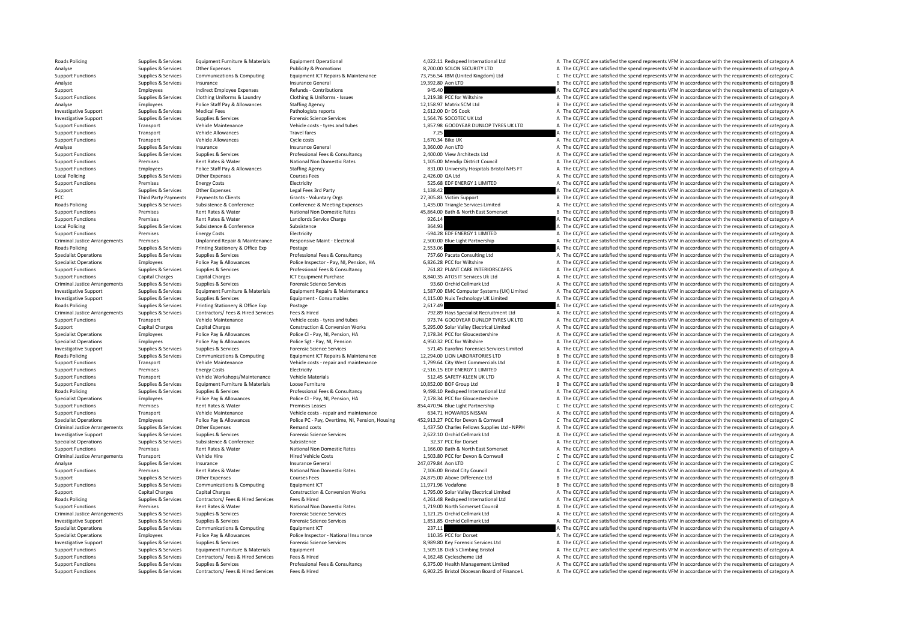| | | | | | | |
|---|---|---|---|---|---|---|
| Roads Policing | Supplies & Services | Equipment Furniture & Materials | Equipment Operational | 4,022.11 | Redspeed International Ltd | A The CC/PCC are satisfied the spend represents VFM in accordance with the requirements of category A |
| Analyse | Supplies & Services | Other Expenses | Publicity & Promotions | 8,700.00 | SOLON SECURITY LTD | A The CC/PCC are satisfied the spend represents VFM in accordance with the requirements of category A |
| Support Functions | Supplies & Services | Communications & Computing | Equipment ICT Repairs & Maintenance | 73,756.54 | IBM (United Kingdom) Ltd | C The CC/PCC are satisfied the spend represents VFM in accordance with the requirements of category C |
| Analyse | Supplies & Services | Insurance | Insurance General | 19,392.80 | Aon LTD | B The CC/PCC are satisfied the spend represents VFM in accordance with the requirements of category B |
| Support | Employees | Indirect Employee Expenses | Refunds - Contributions | 945.40 | | A The CC/PCC are satisfied the spend represents VFM in accordance with the requirements of category A |
| Support Functions | Supplies & Services | Clothing Uniforms & Laundry | Clothing & Uniforms - Issues | 1,219.38 | PCC for Wiltshire | A The CC/PCC are satisfied the spend represents VFM in accordance with the requirements of category A |
| Analyse | Employees | Police Staff Pay & Allowances | Staffing Agency | 12,158.97 | Matrix SCM Ltd | B The CC/PCC are satisfied the spend represents VFM in accordance with the requirements of category B |
| Investigative Support | Supplies & Services | Medical Fees | Pathologists reports | 2,612.00 | Dr DS Cook | A The CC/PCC are satisfied the spend represents VFM in accordance with the requirements of category A |
| Investigative Support | Supplies & Services | Supplies & Services | Forensic Science Services | 1,564.76 | SOCOTEC UK Ltd | A The CC/PCC are satisfied the spend represents VFM in accordance with the requirements of category A |
| Support Functions | Transport | Vehicle Maintenance | Vehicle costs - tyres and tubes | 1,857.98 | GOODYEAR DUNLOP TYRES UK LTD | A The CC/PCC are satisfied the spend represents VFM in accordance with the requirements of category A |
| Support Functions | Transport | Vehicle Allowances | Travel fares | 7.25 | | A The CC/PCC are satisfied the spend represents VFM in accordance with the requirements of category A |
| Support Functions | Transport | Vehicle Allowances | Cycle costs | 1,670.34 | Bike UK | A The CC/PCC are satisfied the spend represents VFM in accordance with the requirements of category A |
| Analyse | Supplies & Services | Insurance | Insurance General | 3,360.00 | Aon LTD | A The CC/PCC are satisfied the spend represents VFM in accordance with the requirements of category A |
| Support Functions | Supplies & Services | Supplies & Services | Professional Fees & Consultancy | 2,400.00 | View Architects Ltd | A The CC/PCC are satisfied the spend represents VFM in accordance with the requirements of category A |
| Support Functions | Premises | Rent Rates & Water | National Non Domestic Rates | 1,105.00 | Mendip District Council | A The CC/PCC are satisfied the spend represents VFM in accordance with the requirements of category A |
| Support Functions | Employees | Police Staff Pay & Allowances | Staffing Agency | 831.00 | University Hospitals Bristol NHS FT | A The CC/PCC are satisfied the spend represents VFM in accordance with the requirements of category A |
| Local Policing | Supplies & Services | Other Expenses | Courses Fees | 2,426.00 | QA Ltd | A The CC/PCC are satisfied the spend represents VFM in accordance with the requirements of category A |
| Support Functions | Premises | Energy Costs | Electricity | 525.68 | EDF ENERGY 1 LIMITED | A The CC/PCC are satisfied the spend represents VFM in accordance with the requirements of category A |
| Support | Supplies & Services | Other Expenses | Legal Fees 3rd Party | 1,138.42 | | A The CC/PCC are satisfied the spend represents VFM in accordance with the requirements of category A |
| PCC | Third Party Payments | Payments to Clients | Grants - Voluntary Orgs | 27,305.83 | Victim Support | B The CC/PCC are satisfied the spend represents VFM in accordance with the requirements of category B |
| Roads Policing | Supplies & Services | Subsistence & Conference | Conference & Meeting Expenses | 1,435.00 | Triangle Services Limited | A The CC/PCC are satisfied the spend represents VFM in accordance with the requirements of category A |
| Support Functions | Premises | Rent Rates & Water | National Non Domestic Rates | 45,864.00 | Bath & North East Somerset | B The CC/PCC are satisfied the spend represents VFM in accordance with the requirements of category B |
| Support Functions | Premises | Rent Rates & Water | Landlords Service Charge | 926.14 | | A The CC/PCC are satisfied the spend represents VFM in accordance with the requirements of category A |
| Local Policing | Supplies & Services | Subsistence & Conference | Subsistence | 364.93 | | A The CC/PCC are satisfied the spend represents VFM in accordance with the requirements of category A |
| Support Functions | Premises | Energy Costs | Electricity | -594.28 | EDF ENERGY 1 LIMITED | A The CC/PCC are satisfied the spend represents VFM in accordance with the requirements of category A |
| Criminal Justice Arrangements | Premises | Unplanned Repair & Maintenance | Responsive Maint - Electrical | 2,500.00 | Blue Light Partnership | A The CC/PCC are satisfied the spend represents VFM in accordance with the requirements of category A |
| Roads Policing | Supplies & Services | Printing Stationery & Office Exp | Postage | 2,553.06 | | A The CC/PCC are satisfied the spend represents VFM in accordance with the requirements of category A |
| Specialist Operations | Supplies & Services | Supplies & Services | Professional Fees & Consultancy | 757.60 | Pacata Consulting Ltd | A The CC/PCC are satisfied the spend represents VFM in accordance with the requirements of category A |
| Specialist Operations | Employees | Police Pay & Allowances | Police Inspector - Pay, NI, Pension, HA | 6,826.28 | PCC for Wiltshire | A The CC/PCC are satisfied the spend represents VFM in accordance with the requirements of category A |
| Support Functions | Supplies & Services | Supplies & Services | Professional Fees & Consultancy | 761.82 | PLANT CARE INTERIORSCAPES | A The CC/PCC are satisfied the spend represents VFM in accordance with the requirements of category A |
| Support Functions | Capital Charges | Capital Charges | ICT Equipment Purchase | 8,840.35 | ATOS IT Services Uk Ltd | A The CC/PCC are satisfied the spend represents VFM in accordance with the requirements of category A |
| Criminal Justice Arrangements | Supplies & Services | Supplies & Services | Forensic Science Services | 93.60 | Orchid Cellmark Ltd | A The CC/PCC are satisfied the spend represents VFM in accordance with the requirements of category A |
| Investigative Support | Supplies & Services | Equipment Furniture & Materials | Equipment Repairs & Maintenance | 1,587.00 | EMC Computer Systems (UK) Limited | A The CC/PCC are satisfied the spend represents VFM in accordance with the requirements of category A |
| Investigative Support | Supplies & Services | Supplies & Services | Equipment - Consumables | 4,115.00 | Nuix Technology UK Limited | A The CC/PCC are satisfied the spend represents VFM in accordance with the requirements of category A |
| Roads Policing | Supplies & Services | Printing Stationery & Office Exp | Postage | 2,617.49 | | A The CC/PCC are satisfied the spend represents VFM in accordance with the requirements of category A |
| Criminal Justice Arrangements | Supplies & Services | Contractors/ Fees & Hired Services | Fees & Hired | 792.89 | Hays Specialist Recruitment Ltd | A The CC/PCC are satisfied the spend represents VFM in accordance with the requirements of category A |
| Support Functions | Transport | Vehicle Maintenance | Vehicle costs - tyres and tubes | 973.74 | GOODYEAR DUNLOP TYRES UK LTD | A The CC/PCC are satisfied the spend represents VFM in accordance with the requirements of category A |
| Support | Capital Charges | Capital Charges | Construction & Conversion Works | 5,295.00 | Solar Valley Electrical Limited | A The CC/PCC are satisfied the spend represents VFM in accordance with the requirements of category A |
| Specialist Operations | Employees | Police Pay & Allowances | Police CI - Pay, NI, Pension, HA | 7,178.34 | PCC for Gloucestershire | A The CC/PCC are satisfied the spend represents VFM in accordance with the requirements of category A |
| Specialist Operations | Employees | Police Pay & Allowances | Police Sgt - Pay, NI, Pension | 4,950.32 | PCC for Wiltshire | A The CC/PCC are satisfied the spend represents VFM in accordance with the requirements of category A |
| Investigative Support | Supplies & Services | Supplies & Services | Forensic Science Services | 571.45 | Eurofins Forensics Services Limited | A The CC/PCC are satisfied the spend represents VFM in accordance with the requirements of category A |
| Roads Policing | Supplies & Services | Communications & Computing | Equipment ICT Repairs & Maintenance | 12,294.00 | LION LABORATORIES LTD | B The CC/PCC are satisfied the spend represents VFM in accordance with the requirements of category B |
| Support Functions | Transport | Vehicle Maintenance | Vehicle costs - repair and maintenance | 1,799.64 | City West Commercials Ltd | A The CC/PCC are satisfied the spend represents VFM in accordance with the requirements of category A |
| Support Functions | Premises | Energy Costs | Electricity | -2,516.15 | EDF ENERGY 1 LIMITED | A The CC/PCC are satisfied the spend represents VFM in accordance with the requirements of category A |
| Support Functions | Transport | Vehicle Workshops/Maintenance | Vehicle Materials | 512.45 | SAFETY-KLEEN UK LTD | A The CC/PCC are satisfied the spend represents VFM in accordance with the requirements of category A |
| Support Functions | Supplies & Services | Equipment Furniture & Materials | Loose Furniture | 10,852.00 | BOF Group Ltd | B The CC/PCC are satisfied the spend represents VFM in accordance with the requirements of category B |
| Roads Policing | Supplies & Services | Supplies & Services | Professional Fees & Consultancy | 9,498.10 | Redspeed International Ltd | A The CC/PCC are satisfied the spend represents VFM in accordance with the requirements of category A |
| Specialist Operations | Employees | Police Pay & Allowances | Police CI - Pay, NI, Pension, HA | 7,178.34 | PCC for Gloucestershire | A The CC/PCC are satisfied the spend represents VFM in accordance with the requirements of category A |
| Support Functions | Premises | Rent Rates & Water | Premises Leases | 854,470.94 | Blue Light Partnership | C The CC/PCC are satisfied the spend represents VFM in accordance with the requirements of category C |
| Support Functions | Transport | Vehicle Maintenance | Vehicle costs - repair and maintenance | 634.71 | HOWARDS NISSAN | A The CC/PCC are satisfied the spend represents VFM in accordance with the requirements of category A |
| Specialist Operations | Employees | Police Pay & Allowances | Police PC - Pay, Overtime, NI, Pension, Housing | 452,913.27 | PCC for Devon & Cornwall | C The CC/PCC are satisfied the spend represents VFM in accordance with the requirements of category C |
| Criminal Justice Arrangements | Supplies & Services | Other Expenses | Remand costs | 1,437.50 | Charles Fellows Supplies Ltd - NPPH | A The CC/PCC are satisfied the spend represents VFM in accordance with the requirements of category A |
| Investigative Support | Supplies & Services | Supplies & Services | Forensic Science Services | 2,622.10 | Orchid Cellmark Ltd | A The CC/PCC are satisfied the spend represents VFM in accordance with the requirements of category A |
| Specialist Operations | Supplies & Services | Subsistence & Conference | Subsistence | 32.37 | PCC for Dorset | A The CC/PCC are satisfied the spend represents VFM in accordance with the requirements of category A |
| Support Functions | Premises | Rent Rates & Water | National Non Domestic Rates | 1,166.00 | Bath & North East Somerset | A The CC/PCC are satisfied the spend represents VFM in accordance with the requirements of category A |
| Criminal Justice Arrangements | Transport | Vehicle Hire | Hired Vehicle Costs | 1,503.80 | PCC for Devon & Cornwall | C The CC/PCC are satisfied the spend represents VFM in accordance with the requirements of category C |
| Analyse | Supplies & Services | Insurance | Insurance General | 247,079.84 | Aon LTD | C The CC/PCC are satisfied the spend represents VFM in accordance with the requirements of category C |
| Support Functions | Premises | Rent Rates & Water | National Non Domestic Rates | 7,106.00 | Bristol City Council | A The CC/PCC are satisfied the spend represents VFM in accordance with the requirements of category A |
| Support | Supplies & Services | Other Expenses | Courses Fees | 24,875.00 | Above Difference Ltd | B The CC/PCC are satisfied the spend represents VFM in accordance with the requirements of category B |
| Support Functions | Supplies & Services | Communications & Computing | Equipment ICT | 11,971.96 | Vodafone | B The CC/PCC are satisfied the spend represents VFM in accordance with the requirements of category B |
| Support | Capital Charges | Capital Charges | Construction & Conversion Works | 1,795.00 | Solar Valley Electrical Limited | A The CC/PCC are satisfied the spend represents VFM in accordance with the requirements of category A |
| Roads Policing | Supplies & Services | Contractors/ Fees & Hired Services | Fees & Hired | 4,261.48 | Redspeed International Ltd | A The CC/PCC are satisfied the spend represents VFM in accordance with the requirements of category A |
| Support Functions | Premises | Rent Rates & Water | National Non Domestic Rates | 1,719.00 | North Somerset Council | A The CC/PCC are satisfied the spend represents VFM in accordance with the requirements of category A |
| Criminal Justice Arrangements | Supplies & Services | Supplies & Services | Forensic Science Services | 1,121.25 | Orchid Cellmark Ltd | A The CC/PCC are satisfied the spend represents VFM in accordance with the requirements of category A |
| Investigative Support | Supplies & Services | Supplies & Services | Forensic Science Services | 1,851.85 | Orchid Cellmark Ltd | A The CC/PCC are satisfied the spend represents VFM in accordance with the requirements of category A |
| Specialist Operations | Supplies & Services | Communications & Computing | Equipment ICT | 237.11 | | A The CC/PCC are satisfied the spend represents VFM in accordance with the requirements of category A |
| Specialist Operations | Employees | Police Pay & Allowances | Police Inspector - National Insurance | 110.35 | PCC for Dorset | A The CC/PCC are satisfied the spend represents VFM in accordance with the requirements of category A |
| Investigative Support | Supplies & Services | Supplies & Services | Forensic Science Services | 8,989.80 | Key Forensic Services Ltd | A The CC/PCC are satisfied the spend represents VFM in accordance with the requirements of category A |
| Support Functions | Supplies & Services | Equipment Furniture & Materials | Equipment | 1,509.18 | Dick's Climbing Bristol | A The CC/PCC are satisfied the spend represents VFM in accordance with the requirements of category A |
| Support Functions | Supplies & Services | Contractors/ Fees & Hired Services | Fees & Hired | 4,162.48 | Cyclescheme Ltd | A The CC/PCC are satisfied the spend represents VFM in accordance with the requirements of category A |
| Support Functions | Supplies & Services | Supplies & Services | Professional Fees & Consultancy | 6,375.00 | Health Management Limited | A The CC/PCC are satisfied the spend represents VFM in accordance with the requirements of category A |
| Support Functions | Supplies & Services | Contractors/ Fees & Hired Services | Fees & Hired | 6,902.25 | Bristol Diocesan Board of Finance L | A The CC/PCC are satisfied the spend represents VFM in accordance with the requirements of category A |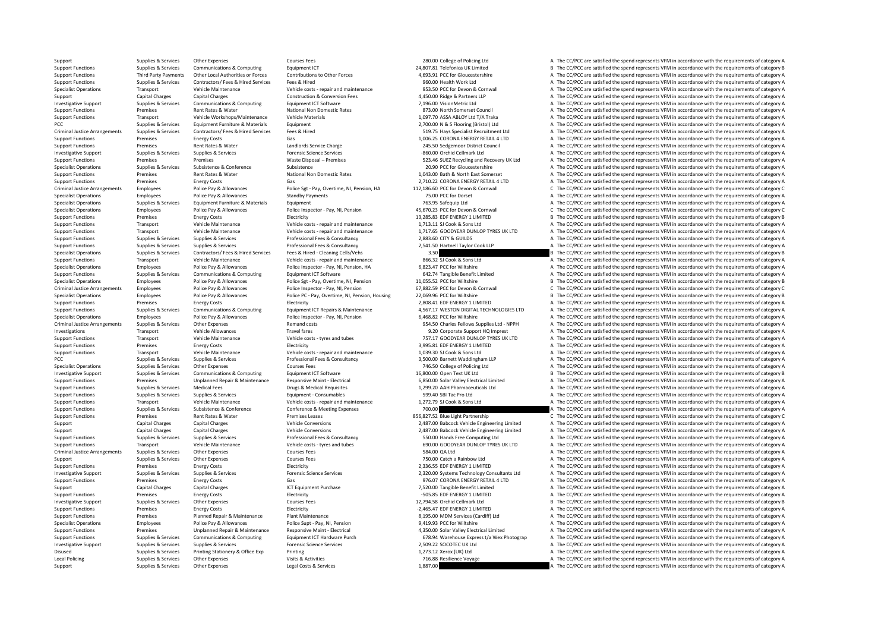| | | | | | | | |
|---|---|---|---|---|---|---|---|
| Support | Supplies & Services | Other Expenses | Courses Fees | 280.00 | College of Policing Ltd | A | The CC/PCC are satisfied the spend represents VFM in accordance with the requirements of category A |
| Support Functions | Supplies & Services | Communications & Computing | Equipment ICT | 24,807.81 | Telefonica UK Limited | B | The CC/PCC are satisfied the spend represents VFM in accordance with the requirements of category B |
| Support Functions | Third Party Payments | Other Local Authorities or Forces | Contributions to Other Forces | 4,693.91 | PCC for Gloucestershire | A | The CC/PCC are satisfied the spend represents VFM in accordance with the requirements of category A |
| Support Functions | Supplies & Services | Contractors/ Fees & Hired Services | Fees & Hired | 960.00 | Health Work Ltd | A | The CC/PCC are satisfied the spend represents VFM in accordance with the requirements of category A |
| Specialist Operations | Transport | Vehicle Maintenance | Vehicle costs - repair and maintenance | 953.50 | PCC for Devon & Cornwall | A | The CC/PCC are satisfied the spend represents VFM in accordance with the requirements of category A |
| Support | Capital Charges | Capital Charges | Construction & Conversion Fees | 4,450.00 | Ridge & Partners LLP | A | The CC/PCC are satisfied the spend represents VFM in accordance with the requirements of category A |
| Investigative Support | Supplies & Services | Communications & Computing | Equipment ICT Software | 7,196.00 | VisionMetric Ltd | A | The CC/PCC are satisfied the spend represents VFM in accordance with the requirements of category A |
| Support Functions | Premises | Rent Rates & Water | National Non Domestic Rates | 873.00 | North Somerset Council | A | The CC/PCC are satisfied the spend represents VFM in accordance with the requirements of category A |
| Support Functions | Transport | Vehicle Workshops/Maintenance | Vehicle Materials | 1,097.70 | ASSA ABLOY Ltd T/A Traka | A | The CC/PCC are satisfied the spend represents VFM in accordance with the requirements of category A |
| PCC | Supplies & Services | Equipment Furniture & Materials | Equipment | 2,700.00 | N & S Flooring (Bristol) Ltd | A | The CC/PCC are satisfied the spend represents VFM in accordance with the requirements of category A |
| Criminal Justice Arrangements | Supplies & Services | Contractors/ Fees & Hired Services | Fees & Hired | 519.75 | Hays Specialist Recruitment Ltd | A | The CC/PCC are satisfied the spend represents VFM in accordance with the requirements of category A |
| Support Functions | Premises | Energy Costs | Gas | 1,006.25 | CORONA ENERGY RETAIL 4 LTD | A | The CC/PCC are satisfied the spend represents VFM in accordance with the requirements of category A |
| Support Functions | Premises | Rent Rates & Water | Landlords Service Charge | 245.50 | Sedgemoor District Council | A | The CC/PCC are satisfied the spend represents VFM in accordance with the requirements of category A |
| Investigative Support | Supplies & Services | Supplies & Services | Forensic Science Services | -860.00 | Orchid Cellmark Ltd | A | The CC/PCC are satisfied the spend represents VFM in accordance with the requirements of category A |
| Support Functions | Premises | Premises | Waste Disposal – Premises | 523.46 | SUEZ Recycling and Recovery UK Ltd | A | The CC/PCC are satisfied the spend represents VFM in accordance with the requirements of category A |
| Specialist Operations | Supplies & Services | Subsistence & Conference | Subsistence | 20.90 | PCC for Gloucestershire | A | The CC/PCC are satisfied the spend represents VFM in accordance with the requirements of category A |
| Support Functions | Premises | Rent Rates & Water | National Non Domestic Rates | 1,043.00 | Bath & North East Somerset | A | The CC/PCC are satisfied the spend represents VFM in accordance with the requirements of category A |
| Support Functions | Premises | Energy Costs | Gas | 2,710.22 | CORONA ENERGY RETAIL 4 LTD | A | The CC/PCC are satisfied the spend represents VFM in accordance with the requirements of category A |
| Criminal Justice Arrangements | Employees | Police Pay & Allowances | Police Sgt - Pay, Overtime, NI, Pension, HA | 112,186.60 | PCC for Devon & Cornwall | C | The CC/PCC are satisfied the spend represents VFM in accordance with the requirements of category C |
| Specialist Operations | Employees | Police Pay & Allowances | Standby Payments | 75.00 | PCC for Dorset | A | The CC/PCC are satisfied the spend represents VFM in accordance with the requirements of category A |
| Specialist Operations | Supplies & Services | Equipment Furniture & Materials | Equipment | 763.95 | Safequip Ltd | A | The CC/PCC are satisfied the spend represents VFM in accordance with the requirements of category A |
| Specialist Operations | Employees | Police Pay & Allowances | Police Inspector - Pay, NI, Pension | 45,670.23 | PCC for Devon & Cornwall | C | The CC/PCC are satisfied the spend represents VFM in accordance with the requirements of category C |
| Support Functions | Premises | Energy Costs | Electricity | 13,285.83 | EDF ENERGY 1 LIMITED | B | The CC/PCC are satisfied the spend represents VFM in accordance with the requirements of category B |
| Support Functions | Transport | Vehicle Maintenance | Vehicle costs - repair and maintenance | 1,713.11 | SJ Cook & Sons Ltd | A | The CC/PCC are satisfied the spend represents VFM in accordance with the requirements of category A |
| Support Functions | Transport | Vehicle Maintenance | Vehicle costs - repair and maintenance | 1,717.65 | GOODYEAR DUNLOP TYRES UK LTD | A | The CC/PCC are satisfied the spend represents VFM in accordance with the requirements of category A |
| Support Functions | Supplies & Services | Supplies & Services | Professional Fees & Consultancy | 2,883.60 | CITY & GUILDS | A | The CC/PCC are satisfied the spend represents VFM in accordance with the requirements of category A |
| Support Functions | Supplies & Services | Supplies & Services | Professional Fees & Consultancy | 2,541.50 | Hartnell Taylor Cook LLP | A | The CC/PCC are satisfied the spend represents VFM in accordance with the requirements of category A |
| Specialist Operations | Supplies & Services | Contractors/ Fees & Hired Services | Fees & Hired - Cleaning Cells/Vehs | 3.50 | | B | The CC/PCC are satisfied the spend represents VFM in accordance with the requirements of category B |
| Support Functions | Transport | Vehicle Maintenance | Vehicle costs - repair and maintenance | 866.32 | SJ Cook & Sons Ltd | A | The CC/PCC are satisfied the spend represents VFM in accordance with the requirements of category A |
| Specialist Operations | Employees | Police Pay & Allowances | Police Inspector - Pay, NI, Pension, HA | 6,823.47 | PCC for Wiltshire | A | The CC/PCC are satisfied the spend represents VFM in accordance with the requirements of category A |
| Support Functions | Supplies & Services | Communications & Computing | Equipment ICT Software | 642.74 | Tangible Benefit Limited | A | The CC/PCC are satisfied the spend represents VFM in accordance with the requirements of category A |
| Specialist Operations | Employees | Police Pay & Allowances | Police Sgt - Pay, Overtime, NI, Pension | 11,055.52 | PCC for Wiltshire | B | The CC/PCC are satisfied the spend represents VFM in accordance with the requirements of category B |
| Criminal Justice Arrangements | Employees | Police Pay & Allowances | Police Inspector - Pay, NI, Pension | 67,882.59 | PCC for Devon & Cornwall | C | The CC/PCC are satisfied the spend represents VFM in accordance with the requirements of category C |
| Specialist Operations | Employees | Police Pay & Allowances | Police PC - Pay, Overtime, NI, Pension, Housing | 22,069.96 | PCC for Wiltshire | B | The CC/PCC are satisfied the spend represents VFM in accordance with the requirements of category B |
| Support Functions | Premises | Energy Costs | Electricity | 2,808.41 | EDF ENERGY 1 LIMITED | A | The CC/PCC are satisfied the spend represents VFM in accordance with the requirements of category A |
| Support Functions | Supplies & Services | Communications & Computing | Equipment ICT Repairs & Maintenance | 4,567.17 | WESTON DIGITAL TECHNOLOGIES LTD | A | The CC/PCC are satisfied the spend represents VFM in accordance with the requirements of category A |
| Specialist Operations | Employees | Police Pay & Allowances | Police Inspector - Pay, NI, Pension | 6,468.82 | PCC for Wiltshire | A | The CC/PCC are satisfied the spend represents VFM in accordance with the requirements of category A |
| Criminal Justice Arrangements | Supplies & Services | Other Expenses | Remand costs | 954.50 | Charles Fellows Supplies Ltd - NPPH | A | The CC/PCC are satisfied the spend represents VFM in accordance with the requirements of category A |
| Investigations | Transport | Vehicle Allowances | Travel fares | 9.20 | Corporate Support HQ Imprest | A | The CC/PCC are satisfied the spend represents VFM in accordance with the requirements of category A |
| Support Functions | Transport | Vehicle Maintenance | Vehicle costs - tyres and tubes | 757.17 | GOODYEAR DUNLOP TYRES UK LTD | A | The CC/PCC are satisfied the spend represents VFM in accordance with the requirements of category A |
| Support Functions | Premises | Energy Costs | Electricity | 3,995.81 | EDF ENERGY 1 LIMITED | A | The CC/PCC are satisfied the spend represents VFM in accordance with the requirements of category A |
| Support Functions | Transport | Vehicle Maintenance | Vehicle costs - repair and maintenance | 1,039.30 | SJ Cook & Sons Ltd | A | The CC/PCC are satisfied the spend represents VFM in accordance with the requirements of category A |
| PCC | Supplies & Services | Supplies & Services | Professional Fees & Consultancy | 3,500.00 | Barnett Waddingham LLP | A | The CC/PCC are satisfied the spend represents VFM in accordance with the requirements of category A |
| Specialist Operations | Supplies & Services | Other Expenses | Courses Fees | 746.50 | College of Policing Ltd | A | The CC/PCC are satisfied the spend represents VFM in accordance with the requirements of category A |
| Investigative Support | Supplies & Services | Communications & Computing | Equipment ICT Software | 16,800.00 | Open Text UK Ltd | B | The CC/PCC are satisfied the spend represents VFM in accordance with the requirements of category B |
| Support Functions | Premises | Unplanned Repair & Maintenance | Responsive Maint - Electrical | 6,850.00 | Solar Valley Electrical Limited | A | The CC/PCC are satisfied the spend represents VFM in accordance with the requirements of category A |
| Support Functions | Supplies & Services | Medical Fees | Drugs & Medical Requisites | 1,299.20 | AAH Pharmaceuticals Ltd | A | The CC/PCC are satisfied the spend represents VFM in accordance with the requirements of category A |
| Support Functions | Supplies & Services | Supplies & Services | Equipment - Consumables | 599.40 | SBI Tac Pro Ltd | A | The CC/PCC are satisfied the spend represents VFM in accordance with the requirements of category A |
| Support Functions | Transport | Vehicle Maintenance | Vehicle costs - repair and maintenance | 1,272.79 | SJ Cook & Sons Ltd | A | The CC/PCC are satisfied the spend represents VFM in accordance with the requirements of category A |
| Support Functions | Supplies & Services | Subsistence & Conference | Conference & Meeting Expenses | 700.00 | | A | The CC/PCC are satisfied the spend represents VFM in accordance with the requirements of category A |
| Support Functions | Premises | Rent Rates & Water | Premises Leases | 856,827.52 | Blue Light Partnership | C | The CC/PCC are satisfied the spend represents VFM in accordance with the requirements of category C |
| Support | Capital Charges | Capital Charges | Vehicle Conversions | 2,487.00 | Babcock Vehicle Engineering Limited | A | The CC/PCC are satisfied the spend represents VFM in accordance with the requirements of category A |
| Support | Capital Charges | Capital Charges | Vehicle Conversions | 2,487.00 | Babcock Vehicle Engineering Limited | A | The CC/PCC are satisfied the spend represents VFM in accordance with the requirements of category A |
| Support Functions | Supplies & Services | Supplies & Services | Professional Fees & Consultancy | 550.00 | Hands Free Computing Ltd | A | The CC/PCC are satisfied the spend represents VFM in accordance with the requirements of category A |
| Support Functions | Transport | Vehicle Maintenance | Vehicle costs - tyres and tubes | 690.00 | GOODYEAR DUNLOP TYRES UK LTD | A | The CC/PCC are satisfied the spend represents VFM in accordance with the requirements of category A |
| Criminal Justice Arrangements | Supplies & Services | Other Expenses | Courses Fees | 584.00 | QA Ltd | A | The CC/PCC are satisfied the spend represents VFM in accordance with the requirements of category A |
| Support | Supplies & Services | Other Expenses | Courses Fees | 750.00 | Catch a Rainbow Ltd | A | The CC/PCC are satisfied the spend represents VFM in accordance with the requirements of category A |
| Support Functions | Premises | Energy Costs | Electricity | 2,336.55 | EDF ENERGY 1 LIMITED | A | The CC/PCC are satisfied the spend represents VFM in accordance with the requirements of category A |
| Investigative Support | Supplies & Services | Supplies & Services | Forensic Science Services | 2,320.00 | Systems Technology Consultants Ltd | A | The CC/PCC are satisfied the spend represents VFM in accordance with the requirements of category A |
| Support Functions | Premises | Energy Costs | Gas | 976.07 | CORONA ENERGY RETAIL 4 LTD | A | The CC/PCC are satisfied the spend represents VFM in accordance with the requirements of category A |
| Support | Capital Charges | Capital Charges | ICT Equipment Purchase | 7,520.00 | Tangible Benefit Limited | A | The CC/PCC are satisfied the spend represents VFM in accordance with the requirements of category A |
| Support Functions | Premises | Energy Costs | Electricity | -505.85 | EDF ENERGY 1 LIMITED | A | The CC/PCC are satisfied the spend represents VFM in accordance with the requirements of category A |
| Investigative Support | Supplies & Services | Other Expenses | Courses Fees | 12,794.58 | Orchid Cellmark Ltd | B | The CC/PCC are satisfied the spend represents VFM in accordance with the requirements of category B |
| Support Functions | Premises | Energy Costs | Electricity | -2,465.47 | EDF ENERGY 1 LIMITED | A | The CC/PCC are satisfied the spend represents VFM in accordance with the requirements of category A |
| Support Functions | Premises | Planned Repair & Maintenance | Plant Maintenance | 8,195.00 | MDM Services (Cardiff) Ltd | A | The CC/PCC are satisfied the spend represents VFM in accordance with the requirements of category A |
| Specialist Operations | Employees | Police Pay & Allowances | Police Supt - Pay, NI, Pension | 9,419.93 | PCC for Wiltshire | A | The CC/PCC are satisfied the spend represents VFM in accordance with the requirements of category A |
| Support Functions | Premises | Unplanned Repair & Maintenance | Responsive Maint - Electrical | 4,350.00 | Solar Valley Electrical Limited | A | The CC/PCC are satisfied the spend represents VFM in accordance with the requirements of category A |
| Support Functions | Supplies & Services | Communications & Computing | Equipment ICT Hardware Purch | 678.94 | Warehouse Express t/a Wex Photograp | A | The CC/PCC are satisfied the spend represents VFM in accordance with the requirements of category A |
| Investigative Support | Supplies & Services | Supplies & Services | Forensic Science Services | 2,509.22 | SOCOTEC UK Ltd | A | The CC/PCC are satisfied the spend represents VFM in accordance with the requirements of category A |
| Disused | Supplies & Services | Printing Stationery & Office Exp | Printing | 1,273.12 | Xerox (UK) Ltd | A | The CC/PCC are satisfied the spend represents VFM in accordance with the requirements of category A |
| Local Policing | Supplies & Services | Other Expenses | Visits & Activities | 716.88 | Resilience Voyage | A | The CC/PCC are satisfied the spend represents VFM in accordance with the requirements of category A |
| Support | Supplies & Services | Other Expenses | Legal Costs & Services | 1,887.00 | | A | The CC/PCC are satisfied the spend represents VFM in accordance with the requirements of category A |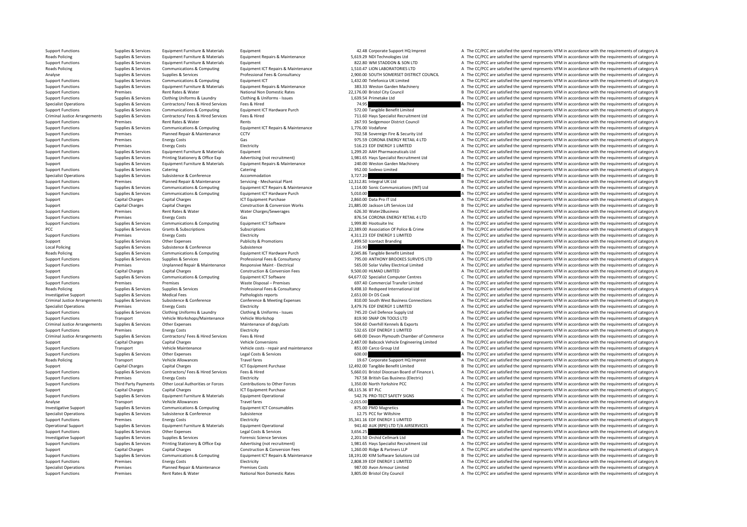| | | | | | | | |
|---|---|---|---|---|---|---|---|
| Support Functions | Supplies & Services | Equipment Furniture & Materials | Equipment | 42.48 | Corporate Support HQ Imprest | A | The CC/PCC are satisfied the spend represents VFM in accordance with the requirements of category A |
| Roads Policing | Supplies & Services | Equipment Furniture & Materials | Equipment Repairs & Maintenance | 5,619.29 | NDI Technologies Ltd | A | The CC/PCC are satisfied the spend represents VFM in accordance with the requirements of category A |
| Support Functions | Supplies & Services | Equipment Furniture & Materials | Equipment | 822.80 | WM STADDON & SON LTD | A | The CC/PCC are satisfied the spend represents VFM in accordance with the requirements of category A |
| Roads Policing | Supplies & Services | Communications & Computing | Equipment ICT Repairs & Maintenance | 1,510.47 | LION LABORATORIES LTD | A | The CC/PCC are satisfied the spend represents VFM in accordance with the requirements of category A |
| Analyse | Supplies & Services | Supplies & Services | Professional Fees & Consultancy | 2,900.00 | SOUTH SOMERSET DISTRICT COUNCIL | A | The CC/PCC are satisfied the spend represents VFM in accordance with the requirements of category A |
| Support Functions | Supplies & Services | Communications & Computing | Equipment ICT | 1,432.00 | Telefonica UK Limited | A | The CC/PCC are satisfied the spend represents VFM in accordance with the requirements of category A |
| Support Functions | Supplies & Services | Equipment Furniture & Materials | Equipment Repairs & Maintenance | 383.33 | Weston Garden Machinery | A | The CC/PCC are satisfied the spend represents VFM in accordance with the requirements of category A |
| Support Functions | Premises | Rent Rates & Water | National Non Domestic Rates | 22,176.00 | Bristol City Council | B | The CC/PCC are satisfied the spend represents VFM in accordance with the requirements of category B |
| Support Functions | Supplies & Services | Clothing Uniforms & Laundry | Clothing & Uniforms - Issues | 1,639.54 | Primetake Ltd | A | The CC/PCC are satisfied the spend represents VFM in accordance with the requirements of category A |
| Specialist Operations | Supplies & Services | Contractors/ Fees & Hired Services | Fees & Hired | 74.95 | | A | The CC/PCC are satisfied the spend represents VFM in accordance with the requirements of category A |
| Support Functions | Supplies & Services | Communications & Computing | Equipment ICT Hardware Purch | 572.00 | Tangible Benefit Limited | A | The CC/PCC are satisfied the spend represents VFM in accordance with the requirements of category A |
| Criminal Justice Arrangements | Supplies & Services | Contractors/ Fees & Hired Services | Fees & Hired | 711.60 | Hays Specialist Recruitment Ltd | A | The CC/PCC are satisfied the spend represents VFM in accordance with the requirements of category A |
| Support Functions | Premises | Rent Rates & Water | Rents | 267.93 | Sedgemoor District Council | A | The CC/PCC are satisfied the spend represents VFM in accordance with the requirements of category A |
| Support Functions | Supplies & Services | Communications & Computing | Equipment ICT Repairs & Maintenance | 1,776.00 | Vodafone | A | The CC/PCC are satisfied the spend represents VFM in accordance with the requirements of category A |
| Support Functions | Premises | Planned Repair & Maintenance | CCTV | 702.58 | Sovereign Fire & Security Ltd | A | The CC/PCC are satisfied the spend represents VFM in accordance with the requirements of category A |
| Support Functions | Premises | Energy Costs | Gas | 975.59 | CORONA ENERGY RETAIL 4 LTD | A | The CC/PCC are satisfied the spend represents VFM in accordance with the requirements of category A |
| Support Functions | Premises | Energy Costs | Electricity | 516.23 | EDF ENERGY 1 LIMITED | A | The CC/PCC are satisfied the spend represents VFM in accordance with the requirements of category A |
| Support Functions | Supplies & Services | Equipment Furniture & Materials | Equipment | 1,299.20 | AAH Pharmaceuticals Ltd | A | The CC/PCC are satisfied the spend represents VFM in accordance with the requirements of category A |
| Support Functions | Supplies & Services | Printing Stationery & Office Exp | Advertising (not recruitment) | 1,981.65 | Hays Specialist Recruitment Ltd | A | The CC/PCC are satisfied the spend represents VFM in accordance with the requirements of category A |
| Support | Supplies & Services | Equipment Furniture & Materials | Equipment Repairs & Maintenance | 240.00 | Weston Garden Machinery | A | The CC/PCC are satisfied the spend represents VFM in accordance with the requirements of category A |
| Support Functions | Supplies & Services | Catering | Catering | 952.00 | Sodexo Limited | A | The CC/PCC are satisfied the spend represents VFM in accordance with the requirements of category A |
| Specialist Operations | Supplies & Services | Subsistence & Conference | Accommodation | 3,727.20 | | B | The CC/PCC are satisfied the spend represents VFM in accordance with the requirements of category B |
| Support Functions | Premises | Planned Repair & Maintenance | Servicing - Mechanical Plant | 12,312.81 | Integral UK Ltd | B | The CC/PCC are satisfied the spend represents VFM in accordance with the requirements of category B |
| Support Functions | Supplies & Services | Communications & Computing | Equipment ICT Repairs & Maintenance | 1,114.00 | Sonic Communications (INT) Ltd | A | The CC/PCC are satisfied the spend represents VFM in accordance with the requirements of category A |
| Support Functions | Supplies & Services | Communications & Computing | Equipment ICT Hardware Purch | 5,010.00 | | A | The CC/PCC are satisfied the spend represents VFM in accordance with the requirements of category A |
| Support | Capital Charges | Capital Charges | ICT Equipment Purchase | 2,860.00 | Data Pro IT Ltd | A | The CC/PCC are satisfied the spend represents VFM in accordance with the requirements of category A |
| Support | Capital Charges | Capital Charges | Construction & Conversion Works | 21,885.00 | Jackson Lift Services Ltd | B | The CC/PCC are satisfied the spend represents VFM in accordance with the requirements of category B |
| Support Functions | Premises | Rent Rates & Water | Water Charges/Sewerages | 626.30 | Water2Business | A | The CC/PCC are satisfied the spend represents VFM in accordance with the requirements of category A |
| Support Functions | Premises | Energy Costs | Gas | 876.54 | CORONA ENERGY RETAIL 4 LTD | A | The CC/PCC are satisfied the spend represents VFM in accordance with the requirements of category A |
| Support Functions | Supplies & Services | Communications & Computing | Equipment ICT Software | 1,999.80 | Hootsuite Inc | A | The CC/PCC are satisfied the spend represents VFM in accordance with the requirements of category A |
| PCC | Supplies & Services | Grants & Subscriptions | Subscriptions | 22,389.00 | Association Of Police & Crime | B | The CC/PCC are satisfied the spend represents VFM in accordance with the requirements of category B |
| Support Functions | Premises | Energy Costs | Electricity | 4,311.23 | EDF ENERGY 1 LIMITED | A | The CC/PCC are satisfied the spend represents VFM in accordance with the requirements of category A |
| Support | Supplies & Services | Other Expenses | Publicity & Promotions | 2,499.50 | Icontact Branding | A | The CC/PCC are satisfied the spend represents VFM in accordance with the requirements of category A |
| Local Policing | Supplies & Services | Subsistence & Conference | Subsistence | 216.90 | | A | The CC/PCC are satisfied the spend represents VFM in accordance with the requirements of category A |
| Roads Policing | Supplies & Services | Communications & Computing | Equipment ICT Hardware Purch | 2,045.86 | Tangible Benefit Limited | A | The CC/PCC are satisfied the spend represents VFM in accordance with the requirements of category A |
| Support Functions | Supplies & Services | Supplies & Services | Professional Fees & Consultancy | 795.00 | ANTHONY BROOKES SURVEYS LTD | A | The CC/PCC are satisfied the spend represents VFM in accordance with the requirements of category A |
| Support Functions | Premises | Unplanned Repair & Maintenance | Responsive Maint - Electrical | 565.00 | Solar Valley Electrical Limited | A | The CC/PCC are satisfied the spend represents VFM in accordance with the requirements of category A |
| Support | Capital Charges | Capital Charges | Construction & Conversion Fees | 9,500.00 | HLMAD LIMITED | A | The CC/PCC are satisfied the spend represents VFM in accordance with the requirements of category A |
| Support Functions | Supplies & Services | Communications & Computing | Equipment ICT Software | 64,677.02 | Specialist Computer Centres | C | The CC/PCC are satisfied the spend represents VFM in accordance with the requirements of category C |
| Support Functions | Premises | Premises | Waste Disposal – Premises | 697.40 | Commercial Transfer Limited | A | The CC/PCC are satisfied the spend represents VFM in accordance with the requirements of category A |
| Roads Policing | Supplies & Services | Supplies & Services | Professional Fees & Consultancy | 9,498.10 | Redspeed International Ltd | A | The CC/PCC are satisfied the spend represents VFM in accordance with the requirements of category A |
| Investigative Support | Supplies & Services | Medical Fees | Pathologists reports | 2,651.00 | Dr DS Cook | A | The CC/PCC are satisfied the spend represents VFM in accordance with the requirements of category A |
| Criminal Justice Arrangements | Supplies & Services | Subsistence & Conference | Conference & Meeting Expenses | 810.00 | South West Business Connections | A | The CC/PCC are satisfied the spend represents VFM in accordance with the requirements of category A |
| Specialist Operations | Premises | Energy Costs | Electricity | 3,479.76 | EDF ENERGY 1 LIMITED | A | The CC/PCC are satisfied the spend represents VFM in accordance with the requirements of category A |
| Support Functions | Supplies & Services | Clothing Uniforms & Laundry | Clothing & Uniforms - Issues | 745.20 | Civil Defence Supply Ltd | A | The CC/PCC are satisfied the spend represents VFM in accordance with the requirements of category A |
| Support Functions | Transport | Vehicle Workshops/Maintenance | Vehicle Workshop | 819.90 | SNAP ON TOOLS LTD | A | The CC/PCC are satisfied the spend represents VFM in accordance with the requirements of category A |
| Criminal Justice Arrangements | Supplies & Services | Other Expenses | Maintenance of dogs/cats | 504.60 | Overhill Kennels & Exports | A | The CC/PCC are satisfied the spend represents VFM in accordance with the requirements of category A |
| Support Functions | Premises | Energy Costs | Electricity | 532.65 | EDF ENERGY 1 LIMITED | A | The CC/PCC are satisfied the spend represents VFM in accordance with the requirements of category A |
| Criminal Justice Arrangements | Supplies & Services | Contractors/ Fees & Hired Services | Fees & Hired | 649.00 | Devon Plymouth Chamber of Commerce | A | The CC/PCC are satisfied the spend represents VFM in accordance with the requirements of category A |
| Support | Capital Charges | Capital Charges | Vehicle Conversions | 2,487.00 | Babcock Vehicle Engineering Limited | A | The CC/PCC are satisfied the spend represents VFM in accordance with the requirements of category A |
| Support Functions | Transport | Vehicle Maintenance | Vehicle costs - repair and maintenance | 851.00 | Carco Group Ltd | A | The CC/PCC are satisfied the spend represents VFM in accordance with the requirements of category A |
| Support Functions | Supplies & Services | Other Expenses | Legal Costs & Services | 600.00 | | A | The CC/PCC are satisfied the spend represents VFM in accordance with the requirements of category A |
| Roads Policing | Transport | Vehicle Allowances | Travel fares | 19.67 | Corporate Support HQ Imprest | A | The CC/PCC are satisfied the spend represents VFM in accordance with the requirements of category A |
| Support | Capital Charges | Capital Charges | ICT Equipment Purchase | 12,492.00 | Tangible Benefit Limited | B | The CC/PCC are satisfied the spend represents VFM in accordance with the requirements of category B |
| Support Functions | Supplies & Services | Contractors/ Fees & Hired Services | Fees & Hired | 5,660.01 | Bristol Diocesan Board of Finance L | A | The CC/PCC are satisfied the spend represents VFM in accordance with the requirements of category A |
| Support Functions | Premises | Energy Costs | Electricity | 767.58 | British Gas Business (Electric) | A | The CC/PCC are satisfied the spend represents VFM in accordance with the requirements of category A |
| Support Functions | Third Party Payments | Other Local Authorities or Forces | Contributions to Other Forces | 1,350.00 | North Yorkshire PCC | A | The CC/PCC are satisfied the spend represents VFM in accordance with the requirements of category A |
| Support | Capital Charges | Capital Charges | ICT Equipment Purchase | 68,115.36 | BT PLC | C | The CC/PCC are satisfied the spend represents VFM in accordance with the requirements of category C |
| Support Functions | Supplies & Services | Equipment Furniture & Materials | Equipment Operational | 542.76 | PRO-TECT SAFETY SIGNS | A | The CC/PCC are satisfied the spend represents VFM in accordance with the requirements of category A |
| Analyse | Transport | Vehicle Allowances | Travel fares | -2,015.00 | | A | The CC/PCC are satisfied the spend represents VFM in accordance with the requirements of category A |
| Investigative Support | Supplies & Services | Communications & Computing | Equipment ICT Consumables | 875.00 | PMD Magnetics | A | The CC/PCC are satisfied the spend represents VFM in accordance with the requirements of category A |
| Specialist Operations | Supplies & Services | Subsistence & Conference | Subsistence | 12.75 | PCC for Wiltshire | B | The CC/PCC are satisfied the spend represents VFM in accordance with the requirements of category B |
| Support Functions | Premises | Energy Costs | Electricity | 35,341.16 | EDF ENERGY 1 LIMITED | B | The CC/PCC are satisfied the spend represents VFM in accordance with the requirements of category B |
| Operational Support | Supplies & Services | Equipment Furniture & Materials | Equipment Operational | 941.40 | AUK (RPE) LTD T/A AIRSERVICES | A | The CC/PCC are satisfied the spend represents VFM in accordance with the requirements of category A |
| Support Functions | Supplies & Services | Other Expenses | Legal Costs & Services | 3,656.25 | | A | The CC/PCC are satisfied the spend represents VFM in accordance with the requirements of category A |
| Investigative Support | Supplies & Services | Supplies & Services | Forensic Science Services | 2,201.50 | Orchid Cellmark Ltd | A | The CC/PCC are satisfied the spend represents VFM in accordance with the requirements of category A |
| Support Functions | Supplies & Services | Printing Stationery & Office Exp | Advertising (not recruitment) | 1,981.65 | Hays Specialist Recruitment Ltd | A | The CC/PCC are satisfied the spend represents VFM in accordance with the requirements of category A |
| Support | Capital Charges | Capital Charges | Construction & Conversion Fees | 1,260.00 | Ridge & Partners LLP | A | The CC/PCC are satisfied the spend represents VFM in accordance with the requirements of category A |
| Support Functions | Supplies & Services | Communications & Computing | Equipment ICT Repairs & Maintenance | 18,191.00 | KIM Software Solutions Ltd | B | The CC/PCC are satisfied the spend represents VFM in accordance with the requirements of category B |
| Support Functions | Premises | Energy Costs | Electricity | 2,808.39 | EDF ENERGY 1 LIMITED | A | The CC/PCC are satisfied the spend represents VFM in accordance with the requirements of category A |
| Specialist Operations | Premises | Planned Repair & Maintenance | Premises Costs | 987.00 | Avon Armour Limited | A | The CC/PCC are satisfied the spend represents VFM in accordance with the requirements of category A |
| Support Functions | Premises | Rent Rates & Water | National Non Domestic Rates | 3,805.00 | Bristol City Council | A | The CC/PCC are satisfied the spend represents VFM in accordance with the requirements of category A |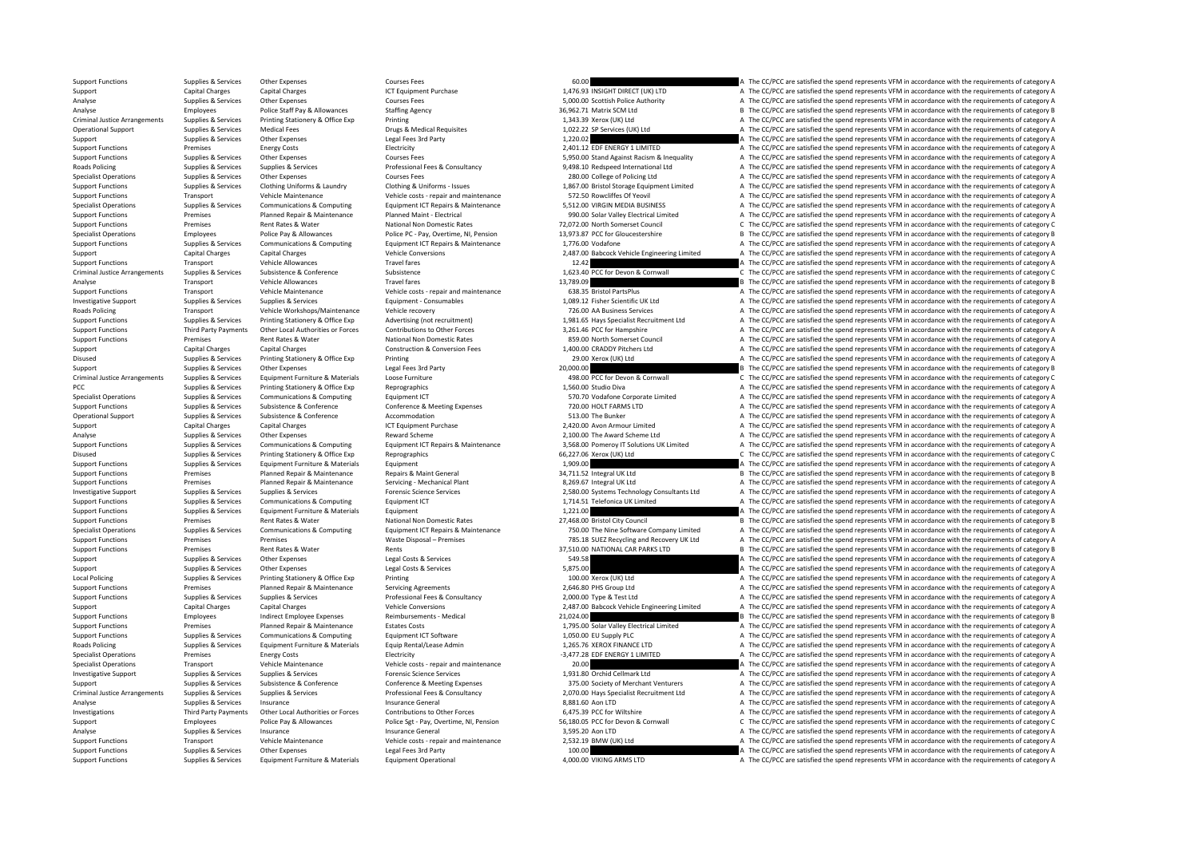| | | | | | | |
|---|---|---|---|---|---|---|
| Support Functions | Supplies & Services | Other Expenses | Courses Fees | 60.00 | | A The CC/PCC are satisfied the spend represents VFM in accordance with the requirements of category A |
| Support | Capital Charges | Capital Charges | ICT Equipment Purchase | 1,476.93 | INSIGHT DIRECT (UK) LTD | A The CC/PCC are satisfied the spend represents VFM in accordance with the requirements of category A |
| Analyse | Supplies & Services | Other Expenses | Courses Fees | 5,000.00 | Scottish Police Authority | A The CC/PCC are satisfied the spend represents VFM in accordance with the requirements of category A |
| Analyse | Employees | Police Staff Pay & Allowances | Staffing Agency | 36,962.71 | Matrix SCM Ltd | B The CC/PCC are satisfied the spend represents VFM in accordance with the requirements of category B |
| Criminal Justice Arrangements | Supplies & Services | Printing Stationery & Office Exp | Printing | 1,343.39 | Xerox (UK) Ltd | A The CC/PCC are satisfied the spend represents VFM in accordance with the requirements of category A |
| Operational Support | Supplies & Services | Medical Fees | Drugs & Medical Requisites | 1,022.22 | SP Services (UK) Ltd | A The CC/PCC are satisfied the spend represents VFM in accordance with the requirements of category A |
| Support | Supplies & Services | Other Expenses | Legal Fees 3rd Party | 1,220.02 | | A The CC/PCC are satisfied the spend represents VFM in accordance with the requirements of category A |
| Support Functions | Premises | Energy Costs | Electricity | 2,401.12 | EDF ENERGY 1 LIMITED | A The CC/PCC are satisfied the spend represents VFM in accordance with the requirements of category A |
| Support Functions | Supplies & Services | Other Expenses | Courses Fees | 5,950.00 | Stand Against Racism & Inequality | A The CC/PCC are satisfied the spend represents VFM in accordance with the requirements of category A |
| Roads Policing | Supplies & Services | Supplies & Services | Professional Fees & Consultancy | 9,498.10 | Redspeed International Ltd | A The CC/PCC are satisfied the spend represents VFM in accordance with the requirements of category A |
| Specialist Operations | Supplies & Services | Other Expenses | Courses Fees | 280.00 | College of Policing Ltd | A The CC/PCC are satisfied the spend represents VFM in accordance with the requirements of category A |
| Support Functions | Supplies & Services | Clothing Uniforms & Laundry | Clothing & Uniforms - Issues | 1,867.00 | Bristol Storage Equipment Limited | A The CC/PCC are satisfied the spend represents VFM in accordance with the requirements of category A |
| Support Functions | Transport | Vehicle Maintenance | Vehicle costs - repair and maintenance | 572.50 | Rowcliffes Of Yeovil | A The CC/PCC are satisfied the spend represents VFM in accordance with the requirements of category A |
| Specialist Operations | Supplies & Services | Communications & Computing | Equipment ICT Repairs & Maintenance | 5,512.00 | VIRGIN MEDIA BUSINESS | A The CC/PCC are satisfied the spend represents VFM in accordance with the requirements of category A |
| Support Functions | Premises | Planned Repair & Maintenance | Planned Maint - Electrical | 990.00 | Solar Valley Electrical Limited | A The CC/PCC are satisfied the spend represents VFM in accordance with the requirements of category A |
| Support Functions | Premises | Rent Rates & Water | National Non Domestic Rates | 72,072.00 | North Somerset Council | C The CC/PCC are satisfied the spend represents VFM in accordance with the requirements of category C |
| Specialist Operations | Employees | Police Pay & Allowances | Police PC - Pay, Overtime, NI, Pension | 13,973.87 | PCC for Gloucestershire | B The CC/PCC are satisfied the spend represents VFM in accordance with the requirements of category B |
| Support Functions | Supplies & Services | Communications & Computing | Equipment ICT Repairs & Maintenance | 1,776.00 | Vodafone | A The CC/PCC are satisfied the spend represents VFM in accordance with the requirements of category A |
| Support | Capital Charges | Capital Charges | Vehicle Conversions | 2,487.00 | Babcock Vehicle Engineering Limited | A The CC/PCC are satisfied the spend represents VFM in accordance with the requirements of category A |
| Support Functions | Transport | Vehicle Allowances | Travel fares | 12.42 | | A The CC/PCC are satisfied the spend represents VFM in accordance with the requirements of category A |
| Criminal Justice Arrangements | Supplies & Services | Subsistence & Conference | Subsistence | 1,623.40 | PCC for Devon & Cornwall | C The CC/PCC are satisfied the spend represents VFM in accordance with the requirements of category C |
| Analyse | Transport | Vehicle Allowances | Travel fares | 13,789.09 | | B The CC/PCC are satisfied the spend represents VFM in accordance with the requirements of category B |
| Support Functions | Transport | Vehicle Maintenance | Vehicle costs - repair and maintenance | 638.35 | Bristol PartsPlus | A The CC/PCC are satisfied the spend represents VFM in accordance with the requirements of category A |
| Investigative Support | Supplies & Services | Supplies & Services | Equipment - Consumables | 1,089.12 | Fisher Scientific UK Ltd | A The CC/PCC are satisfied the spend represents VFM in accordance with the requirements of category A |
| Roads Policing | Transport | Vehicle Workshops/Maintenance | Vehicle recovery | 726.00 | AA Business Services | A The CC/PCC are satisfied the spend represents VFM in accordance with the requirements of category A |
| Support Functions | Supplies & Services | Printing Stationery & Office Exp | Advertising (not recruitment) | 1,981.65 | Hays Specialist Recruitment Ltd | A The CC/PCC are satisfied the spend represents VFM in accordance with the requirements of category A |
| Support Functions | Third Party Payments | Other Local Authorities or Forces | Contributions to Other Forces | 3,261.46 | PCC for Hampshire | A The CC/PCC are satisfied the spend represents VFM in accordance with the requirements of category A |
| Support Functions | Premises | Rent Rates & Water | National Non Domestic Rates | 859.00 | North Somerset Council | A The CC/PCC are satisfied the spend represents VFM in accordance with the requirements of category A |
| Support | Capital Charges | Capital Charges | Construction & Conversion Fees | 1,400.00 | CRADDY Pitchers Ltd | A The CC/PCC are satisfied the spend represents VFM in accordance with the requirements of category A |
| Disused | Supplies & Services | Printing Stationery & Office Exp | Printing | 29.00 | Xerox (UK) Ltd | A The CC/PCC are satisfied the spend represents VFM in accordance with the requirements of category A |
| Support | Supplies & Services | Other Expenses | Legal Fees 3rd Party | 20,000.00 | | B The CC/PCC are satisfied the spend represents VFM in accordance with the requirements of category B |
| Criminal Justice Arrangements | Supplies & Services | Equipment Furniture & Materials | Loose Furniture | 498.00 | PCC for Devon & Cornwall | C The CC/PCC are satisfied the spend represents VFM in accordance with the requirements of category C |
| PCC | Supplies & Services | Printing Stationery & Office Exp | Reprographics | 1,560.00 | Studio Diva | A The CC/PCC are satisfied the spend represents VFM in accordance with the requirements of category A |
| Specialist Operations | Supplies & Services | Communications & Computing | Equipment ICT | 570.70 | Vodafone Corporate Limited | A The CC/PCC are satisfied the spend represents VFM in accordance with the requirements of category A |
| Support Functions | Supplies & Services | Subsistence & Conference | Conference & Meeting Expenses | 720.00 | HOLT FARMS LTD | A The CC/PCC are satisfied the spend represents VFM in accordance with the requirements of category A |
| Operational Support | Supplies & Services | Subsistence & Conference | Accommodation | 513.00 | The Bunker | A The CC/PCC are satisfied the spend represents VFM in accordance with the requirements of category A |
| Support | Capital Charges | Capital Charges | ICT Equipment Purchase | 2,420.00 | Avon Armour Limited | A The CC/PCC are satisfied the spend represents VFM in accordance with the requirements of category A |
| Analyse | Supplies & Services | Other Expenses | Reward Scheme | 2,100.00 | The Award Scheme Ltd | A The CC/PCC are satisfied the spend represents VFM in accordance with the requirements of category A |
| Support Functions | Supplies & Services | Communications & Computing | Equipment ICT Repairs & Maintenance | 3,568.00 | Pomeroy IT Solutions UK Limited | A The CC/PCC are satisfied the spend represents VFM in accordance with the requirements of category A |
| Disused | Supplies & Services | Printing Stationery & Office Exp | Reprographics | 66,227.06 | Xerox (UK) Ltd | C The CC/PCC are satisfied the spend represents VFM in accordance with the requirements of category C |
| Support Functions | Supplies & Services | Equipment Furniture & Materials | Equipment | 1,909.00 | | A The CC/PCC are satisfied the spend represents VFM in accordance with the requirements of category A |
| Support Functions | Premises | Planned Repair & Maintenance | Repairs & Maint General | 34,711.52 | Integral UK Ltd | B The CC/PCC are satisfied the spend represents VFM in accordance with the requirements of category B |
| Support Functions | Premises | Planned Repair & Maintenance | Servicing - Mechanical Plant | 8,269.67 | Integral UK Ltd | A The CC/PCC are satisfied the spend represents VFM in accordance with the requirements of category A |
| Investigative Support | Supplies & Services | Supplies & Services | Forensic Science Services | 2,580.00 | Systems Technology Consultants Ltd | A The CC/PCC are satisfied the spend represents VFM in accordance with the requirements of category A |
| Support Functions | Supplies & Services | Communications & Computing | Equipment ICT | 1,714.51 | Telefonica UK Limited | A The CC/PCC are satisfied the spend represents VFM in accordance with the requirements of category A |
| Support Functions | Supplies & Services | Equipment Furniture & Materials | Equipment | 1,221.00 | | A The CC/PCC are satisfied the spend represents VFM in accordance with the requirements of category A |
| Support Functions | Premises | Rent Rates & Water | National Non Domestic Rates | 27,468.00 | Bristol City Council | B The CC/PCC are satisfied the spend represents VFM in accordance with the requirements of category B |
| Specialist Operations | Supplies & Services | Communications & Computing | Equipment ICT Repairs & Maintenance | 750.00 | The Nine Software Company Limited | A The CC/PCC are satisfied the spend represents VFM in accordance with the requirements of category A |
| Support Functions | Premises | Premises | Waste Disposal – Premises | 785.18 | SUEZ Recycling and Recovery UK Ltd | A The CC/PCC are satisfied the spend represents VFM in accordance with the requirements of category A |
| Support Functions | Premises | Rent Rates & Water | Rents | 37,510.00 | NATIONAL CAR PARKS LTD | B The CC/PCC are satisfied the spend represents VFM in accordance with the requirements of category B |
| Support | Supplies & Services | Other Expenses | Legal Costs & Services | 549.58 | | A The CC/PCC are satisfied the spend represents VFM in accordance with the requirements of category A |
| Support | Supplies & Services | Other Expenses | Legal Costs & Services | 5,875.00 | | A The CC/PCC are satisfied the spend represents VFM in accordance with the requirements of category A |
| Local Policing | Supplies & Services | Printing Stationery & Office Exp | Printing | 100.00 | Xerox (UK) Ltd | A The CC/PCC are satisfied the spend represents VFM in accordance with the requirements of category A |
| Support Functions | Premises | Planned Repair & Maintenance | Servicing Agreements | 2,646.80 | PHS Group Ltd | A The CC/PCC are satisfied the spend represents VFM in accordance with the requirements of category A |
| Support Functions | Supplies & Services | Supplies & Services | Professional Fees & Consultancy | 2,000.00 | Type & Test Ltd | A The CC/PCC are satisfied the spend represents VFM in accordance with the requirements of category A |
| Support | Capital Charges | Capital Charges | Vehicle Conversions | 2,487.00 | Babcock Vehicle Engineering Limited | A The CC/PCC are satisfied the spend represents VFM in accordance with the requirements of category A |
| Support Functions | Employees | Indirect Employee Expenses | Reimbursements - Medical | 21,024.00 | | B The CC/PCC are satisfied the spend represents VFM in accordance with the requirements of category B |
| Support Functions | Premises | Planned Repair & Maintenance | Estates Costs | 1,795.00 | Solar Valley Electrical Limited | A The CC/PCC are satisfied the spend represents VFM in accordance with the requirements of category A |
| Support Functions | Supplies & Services | Communications & Computing | Equipment ICT Software | 1,050.00 | EU Supply PLC | A The CC/PCC are satisfied the spend represents VFM in accordance with the requirements of category A |
| Roads Policing | Supplies & Services | Equipment Furniture & Materials | Equip Rental/Lease Admin | 1,265.76 | XEROX FINANCE LTD | A The CC/PCC are satisfied the spend represents VFM in accordance with the requirements of category A |
| Specialist Operations | Premises | Energy Costs | Electricity | -3,477.28 | EDF ENERGY 1 LIMITED | A The CC/PCC are satisfied the spend represents VFM in accordance with the requirements of category A |
| Specialist Operations | Transport | Vehicle Maintenance | Vehicle costs - repair and maintenance | 20.00 | | A The CC/PCC are satisfied the spend represents VFM in accordance with the requirements of category A |
| Investigative Support | Supplies & Services | Supplies & Services | Forensic Science Services | 1,931.80 | Orchid Cellmark Ltd | A The CC/PCC are satisfied the spend represents VFM in accordance with the requirements of category A |
| Support | Supplies & Services | Subsistence & Conference | Conference & Meeting Expenses | 375.00 | Society of Merchant Venturers | A The CC/PCC are satisfied the spend represents VFM in accordance with the requirements of category A |
| Criminal Justice Arrangements | Supplies & Services | Supplies & Services | Professional Fees & Consultancy | 2,070.00 | Hays Specialist Recruitment Ltd | A The CC/PCC are satisfied the spend represents VFM in accordance with the requirements of category A |
| Analyse | Supplies & Services | Insurance | Insurance General | 8,881.60 | Aon LTD | A The CC/PCC are satisfied the spend represents VFM in accordance with the requirements of category A |
| Investigations | Third Party Payments | Other Local Authorities or Forces | Contributions to Other Forces | 6,475.39 | PCC for Wiltshire | A The CC/PCC are satisfied the spend represents VFM in accordance with the requirements of category A |
| Support | Employees | Police Pay & Allowances | Police Sgt - Pay, Overtime, NI, Pension | 56,180.05 | PCC for Devon & Cornwall | C The CC/PCC are satisfied the spend represents VFM in accordance with the requirements of category C |
| Analyse | Supplies & Services | Insurance | Insurance General | 3,595.20 | Aon LTD | A The CC/PCC are satisfied the spend represents VFM in accordance with the requirements of category A |
| Support Functions | Transport | Vehicle Maintenance | Vehicle costs - repair and maintenance | 2,532.19 | BMW (UK) Ltd | A The CC/PCC are satisfied the spend represents VFM in accordance with the requirements of category A |
| Support Functions | Supplies & Services | Other Expenses | Legal Fees 3rd Party | 100.00 | | A The CC/PCC are satisfied the spend represents VFM in accordance with the requirements of category A |
| Support Functions | Supplies & Services | Equipment Furniture & Materials | Equipment Operational | 4,000.00 | VIKING ARMS LTD | A The CC/PCC are satisfied the spend represents VFM in accordance with the requirements of category A |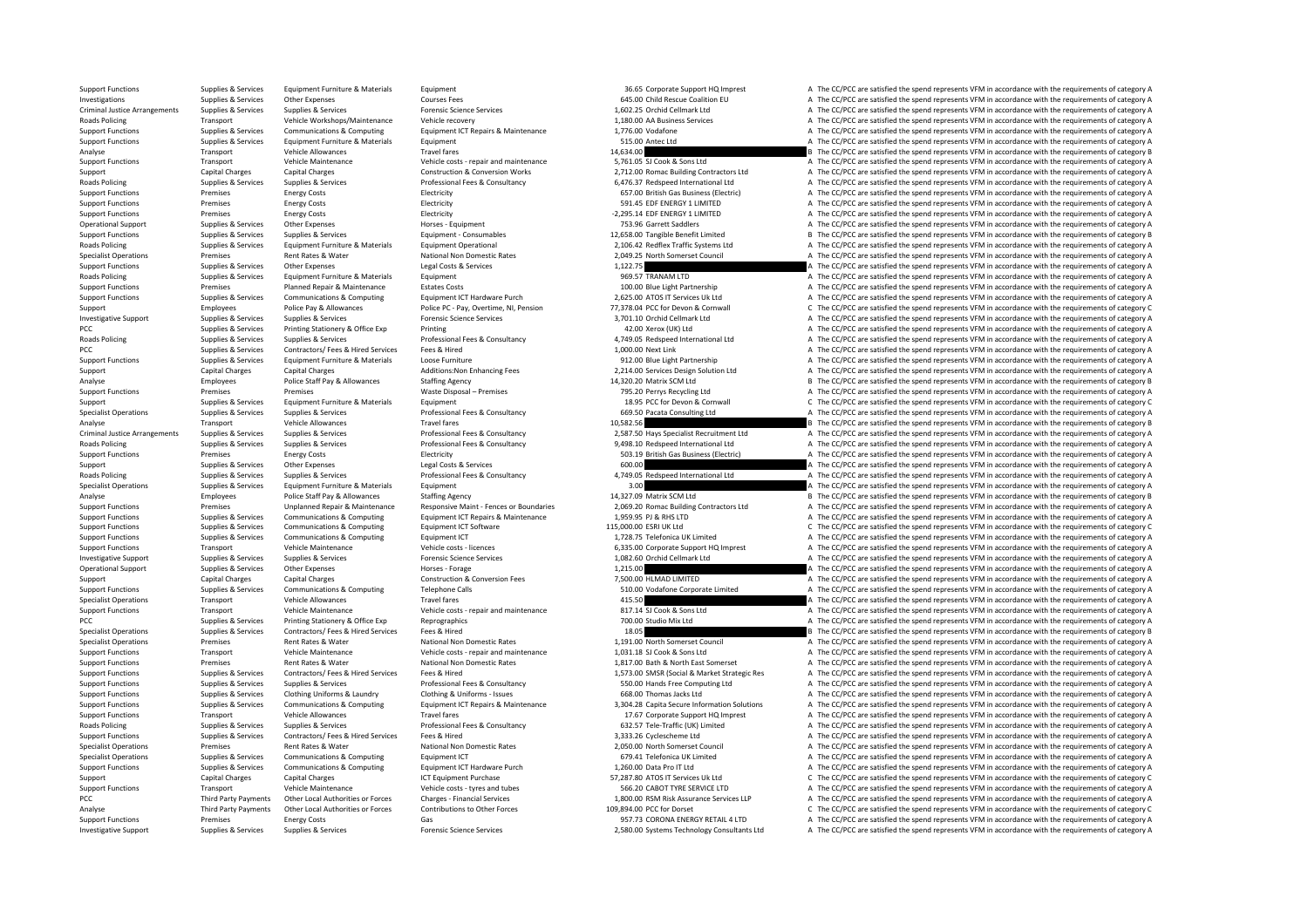| | | | | | | | |
|---|---|---|---|---|---|---|---|
| Support Functions | Supplies & Services | Equipment Furniture & Materials | Equipment | 36.65 | Corporate Support HQ Imprest | A | The CC/PCC are satisfied the spend represents VFM in accordance with the requirements of category A |
| Investigations | Supplies & Services | Other Expenses | Courses Fees | 645.00 | Child Rescue Coalition EU | A | The CC/PCC are satisfied the spend represents VFM in accordance with the requirements of category A |
| Criminal Justice Arrangements | Supplies & Services | Supplies & Services | Forensic Science Services | 1,602.25 | Orchid Cellmark Ltd | A | The CC/PCC are satisfied the spend represents VFM in accordance with the requirements of category A |
| Roads Policing | Transport | Vehicle Workshops/Maintenance | Vehicle recovery | 1,180.00 | AA Business Services | A | The CC/PCC are satisfied the spend represents VFM in accordance with the requirements of category A |
| Support Functions | Supplies & Services | Communications & Computing | Equipment ICT Repairs & Maintenance | 1,776.00 | Vodafone | A | The CC/PCC are satisfied the spend represents VFM in accordance with the requirements of category A |
| Support Functions | Supplies & Services | Equipment Furniture & Materials | Equipment | 515.00 | Antec Ltd | A | The CC/PCC are satisfied the spend represents VFM in accordance with the requirements of category A |
| Analyse | Transport | Vehicle Allowances | Travel fares | 14,634.00 | | B | The CC/PCC are satisfied the spend represents VFM in accordance with the requirements of category B |
| Support Functions | Transport | Vehicle Maintenance | Vehicle costs - repair and maintenance | 5,761.05 | SJ Cook & Sons Ltd | A | The CC/PCC are satisfied the spend represents VFM in accordance with the requirements of category A |
| Support | Capital Charges | Capital Charges | Construction & Conversion Works | 2,712.00 | Romac Building Contractors Ltd | A | The CC/PCC are satisfied the spend represents VFM in accordance with the requirements of category A |
| Roads Policing | Supplies & Services | Supplies & Services | Professional Fees & Consultancy | 6,476.37 | Redspeed International Ltd | A | The CC/PCC are satisfied the spend represents VFM in accordance with the requirements of category A |
| Support Functions | Premises | Energy Costs | Electricity | 657.00 | British Gas Business (Electric) | A | The CC/PCC are satisfied the spend represents VFM in accordance with the requirements of category A |
| Support Functions | Premises | Energy Costs | Electricity | 591.45 | EDF ENERGY 1 LIMITED | A | The CC/PCC are satisfied the spend represents VFM in accordance with the requirements of category A |
| Support Functions | Premises | Energy Costs | Electricity | -2,295.14 | EDF ENERGY 1 LIMITED | A | The CC/PCC are satisfied the spend represents VFM in accordance with the requirements of category A |
| Operational Support | Supplies & Services | Other Expenses | Horses - Equipment | 753.96 | Garrett Saddlers | A | The CC/PCC are satisfied the spend represents VFM in accordance with the requirements of category A |
| Support Functions | Supplies & Services | Supplies & Services | Equipment - Consumables | 12,658.00 | Tangible Benefit Limited | B | The CC/PCC are satisfied the spend represents VFM in accordance with the requirements of category B |
| Roads Policing | Supplies & Services | Equipment Furniture & Materials | Equipment Operational | 2,106.42 | Redflex Traffic Systems Ltd | A | The CC/PCC are satisfied the spend represents VFM in accordance with the requirements of category A |
| Specialist Operations | Premises | Rent Rates & Water | National Non Domestic Rates | 2,049.25 | North Somerset Council | A | The CC/PCC are satisfied the spend represents VFM in accordance with the requirements of category A |
| Support Functions | Supplies & Services | Other Expenses | Legal Costs & Services | 1,122.75 | | A | The CC/PCC are satisfied the spend represents VFM in accordance with the requirements of category A |
| Roads Policing | Supplies & Services | Equipment Furniture & Materials | Equipment | 969.57 | TRANAM LTD | A | The CC/PCC are satisfied the spend represents VFM in accordance with the requirements of category A |
| Support Functions | Premises | Planned Repair & Maintenance | Estates Costs | 100.00 | Blue Light Partnership | A | The CC/PCC are satisfied the spend represents VFM in accordance with the requirements of category A |
| Support Functions | Supplies & Services | Communications & Computing | Equipment ICT Hardware Purch | 2,625.00 | ATOS IT Services Uk Ltd | A | The CC/PCC are satisfied the spend represents VFM in accordance with the requirements of category A |
| Support | Employees | Police Pay & Allowances | Police PC - Pay, Overtime, NI, Pension | 77,378.04 | PCC for Devon & Cornwall | C | The CC/PCC are satisfied the spend represents VFM in accordance with the requirements of category C |
| Investigative Support | Supplies & Services | Supplies & Services | Forensic Science Services | 3,701.10 | Orchid Cellmark Ltd | A | The CC/PCC are satisfied the spend represents VFM in accordance with the requirements of category A |
| PCC | Supplies & Services | Printing Stationery & Office Exp | Printing | 42.00 | Xerox (UK) Ltd | A | The CC/PCC are satisfied the spend represents VFM in accordance with the requirements of category A |
| Roads Policing | Supplies & Services | Supplies & Services | Professional Fees & Consultancy | 4,749.05 | Redspeed International Ltd | A | The CC/PCC are satisfied the spend represents VFM in accordance with the requirements of category A |
| PCC | Supplies & Services | Contractors/ Fees & Hired Services | Fees & Hired | 1,000.00 | Next Link | A | The CC/PCC are satisfied the spend represents VFM in accordance with the requirements of category A |
| Support Functions | Supplies & Services | Equipment Furniture & Materials | Loose Furniture | 912.00 | Blue Light Partnership | A | The CC/PCC are satisfied the spend represents VFM in accordance with the requirements of category A |
| Support | Capital Charges | Capital Charges | Additions:Non Enhancing Fees | 2,214.00 | Services Design Solution Ltd | A | The CC/PCC are satisfied the spend represents VFM in accordance with the requirements of category A |
| Analyse | Employees | Police Staff Pay & Allowances | Staffing Agency | 14,320.20 | Matrix SCM Ltd | B | The CC/PCC are satisfied the spend represents VFM in accordance with the requirements of category B |
| Support Functions | Premises | Premises | Waste Disposal – Premises | 795.20 | Perrys Recycling Ltd | A | The CC/PCC are satisfied the spend represents VFM in accordance with the requirements of category A |
| Support | Supplies & Services | Equipment Furniture & Materials | Equipment | 18.95 | PCC for Devon & Cornwall | C | The CC/PCC are satisfied the spend represents VFM in accordance with the requirements of category C |
| Specialist Operations | Supplies & Services | Supplies & Services | Professional Fees & Consultancy | 669.50 | Pacata Consulting Ltd | A | The CC/PCC are satisfied the spend represents VFM in accordance with the requirements of category A |
| Analyse | Transport | Vehicle Allowances | Travel fares | 10,582.56 | | B | The CC/PCC are satisfied the spend represents VFM in accordance with the requirements of category B |
| Criminal Justice Arrangements | Supplies & Services | Supplies & Services | Professional Fees & Consultancy | 2,587.50 | Hays Specialist Recruitment Ltd | A | The CC/PCC are satisfied the spend represents VFM in accordance with the requirements of category A |
| Roads Policing | Supplies & Services | Supplies & Services | Professional Fees & Consultancy | 9,498.10 | Redspeed International Ltd | A | The CC/PCC are satisfied the spend represents VFM in accordance with the requirements of category A |
| Support Functions | Premises | Energy Costs | Electricity | 503.19 | British Gas Business (Electric) | A | The CC/PCC are satisfied the spend represents VFM in accordance with the requirements of category A |
| Support | Supplies & Services | Other Expenses | Legal Costs & Services | 600.00 | | A | The CC/PCC are satisfied the spend represents VFM in accordance with the requirements of category A |
| Roads Policing | Supplies & Services | Supplies & Services | Professional Fees & Consultancy | 4,749.05 | Redspeed International Ltd | A | The CC/PCC are satisfied the spend represents VFM in accordance with the requirements of category A |
| Specialist Operations | Supplies & Services | Equipment Furniture & Materials | Equipment | 3.00 | | A | The CC/PCC are satisfied the spend represents VFM in accordance with the requirements of category A |
| Analyse | Employees | Police Staff Pay & Allowances | Staffing Agency | 14,327.09 | Matrix SCM Ltd | B | The CC/PCC are satisfied the spend represents VFM in accordance with the requirements of category B |
| Support Functions | Premises | Unplanned Repair & Maintenance | Responsive Maint - Fences or Boundaries | 2,069.20 | Romac Building Contractors Ltd | A | The CC/PCC are satisfied the spend represents VFM in accordance with the requirements of category A |
| Support Functions | Supplies & Services | Communications & Computing | Equipment ICT Repairs & Maintenance | 1,959.95 | PJ & RHS LTD | A | The CC/PCC are satisfied the spend represents VFM in accordance with the requirements of category A |
| Support Functions | Supplies & Services | Communications & Computing | Equipment ICT Software | 115,000.00 | ESRI UK Ltd | C | The CC/PCC are satisfied the spend represents VFM in accordance with the requirements of category C |
| Support Functions | Supplies & Services | Communications & Computing | Equipment ICT | 1,728.75 | Telefonica UK Limited | A | The CC/PCC are satisfied the spend represents VFM in accordance with the requirements of category A |
| Support Functions | Transport | Vehicle Maintenance | Vehicle costs - licences | 6,335.00 | Corporate Support HQ Imprest | A | The CC/PCC are satisfied the spend represents VFM in accordance with the requirements of category A |
| Investigative Support | Supplies & Services | Supplies & Services | Forensic Science Services | 1,082.60 | Orchid Cellmark Ltd | A | The CC/PCC are satisfied the spend represents VFM in accordance with the requirements of category A |
| Operational Support | Supplies & Services | Other Expenses | Horses - Forage | 1,215.00 | | A | The CC/PCC are satisfied the spend represents VFM in accordance with the requirements of category A |
| Support | Capital Charges | Capital Charges | Construction & Conversion Fees | 7,500.00 | HLMAD LIMITED | A | The CC/PCC are satisfied the spend represents VFM in accordance with the requirements of category A |
| Support Functions | Supplies & Services | Communications & Computing | Telephone Calls | 510.00 | Vodafone Corporate Limited | A | The CC/PCC are satisfied the spend represents VFM in accordance with the requirements of category A |
| Specialist Operations | Transport | Vehicle Allowances | Travel fares | 415.50 | | A | The CC/PCC are satisfied the spend represents VFM in accordance with the requirements of category A |
| Support Functions | Transport | Vehicle Maintenance | Vehicle costs - repair and maintenance | 817.14 | SJ Cook & Sons Ltd | A | The CC/PCC are satisfied the spend represents VFM in accordance with the requirements of category A |
| PCC | Supplies & Services | Printing Stationery & Office Exp | Reprographics | 700.00 | Studio Mix Ltd | A | The CC/PCC are satisfied the spend represents VFM in accordance with the requirements of category A |
| Specialist Operations | Supplies & Services | Contractors/ Fees & Hired Services | Fees & Hired | 18.05 | | B | The CC/PCC are satisfied the spend represents VFM in accordance with the requirements of category B |
| Specialist Operations | Premises | Rent Rates & Water | National Non Domestic Rates | 1,191.00 | North Somerset Council | A | The CC/PCC are satisfied the spend represents VFM in accordance with the requirements of category A |
| Support Functions | Transport | Vehicle Maintenance | Vehicle costs - repair and maintenance | 1,031.18 | SJ Cook & Sons Ltd | A | The CC/PCC are satisfied the spend represents VFM in accordance with the requirements of category A |
| Support Functions | Premises | Rent Rates & Water | National Non Domestic Rates | 1,817.00 | Bath & North East Somerset | A | The CC/PCC are satisfied the spend represents VFM in accordance with the requirements of category A |
| Support Functions | Supplies & Services | Contractors/ Fees & Hired Services | Fees & Hired | 1,573.00 | SMSR (Social & Market Strategic Res | A | The CC/PCC are satisfied the spend represents VFM in accordance with the requirements of category A |
| Support Functions | Supplies & Services | Supplies & Services | Professional Fees & Consultancy | 550.00 | Hands Free Computing Ltd | A | The CC/PCC are satisfied the spend represents VFM in accordance with the requirements of category A |
| Support Functions | Supplies & Services | Clothing Uniforms & Laundry | Clothing & Uniforms - Issues | 668.00 | Thomas Jacks Ltd | A | The CC/PCC are satisfied the spend represents VFM in accordance with the requirements of category A |
| Support Functions | Supplies & Services | Communications & Computing | Equipment ICT Repairs & Maintenance | 3,304.28 | Capita Secure Information Solutions | A | The CC/PCC are satisfied the spend represents VFM in accordance with the requirements of category A |
| Support Functions | Transport | Vehicle Allowances | Travel fares | 17.67 | Corporate Support HQ Imprest | A | The CC/PCC are satisfied the spend represents VFM in accordance with the requirements of category A |
| Roads Policing | Supplies & Services | Supplies & Services | Professional Fees & Consultancy | 632.57 | Tele-Traffic (UK) Limited | A | The CC/PCC are satisfied the spend represents VFM in accordance with the requirements of category A |
| Support Functions | Supplies & Services | Contractors/ Fees & Hired Services | Fees & Hired | 3,333.26 | Cyclescheme Ltd | A | The CC/PCC are satisfied the spend represents VFM in accordance with the requirements of category A |
| Specialist Operations | Premises | Rent Rates & Water | National Non Domestic Rates | 2,050.00 | North Somerset Council | A | The CC/PCC are satisfied the spend represents VFM in accordance with the requirements of category A |
| Specialist Operations | Supplies & Services | Communications & Computing | Equipment ICT | 679.41 | Telefonica UK Limited | A | The CC/PCC are satisfied the spend represents VFM in accordance with the requirements of category A |
| Support Functions | Supplies & Services | Communications & Computing | Equipment ICT Hardware Purch | 1,260.00 | Data Pro IT Ltd | A | The CC/PCC are satisfied the spend represents VFM in accordance with the requirements of category A |
| Support | Capital Charges | Capital Charges | ICT Equipment Purchase | 57,287.80 | ATOS IT Services Uk Ltd | C | The CC/PCC are satisfied the spend represents VFM in accordance with the requirements of category C |
| Support Functions | Transport | Vehicle Maintenance | Vehicle costs - tyres and tubes | 566.20 | CABOT TYRE SERVICE LTD | A | The CC/PCC are satisfied the spend represents VFM in accordance with the requirements of category A |
| PCC | Third Party Payments | Other Local Authorities or Forces | Charges - Financial Services | 1,800.00 | RSM Risk Assurance Services LLP | A | The CC/PCC are satisfied the spend represents VFM in accordance with the requirements of category A |
| Analyse | Third Party Payments | Other Local Authorities or Forces | Contributions to Other Forces | 109,894.00 | PCC for Dorset | C | The CC/PCC are satisfied the spend represents VFM in accordance with the requirements of category C |
| Support Functions | Premises | Energy Costs | Gas | 957.73 | CORONA ENERGY RETAIL 4 LTD | A | The CC/PCC are satisfied the spend represents VFM in accordance with the requirements of category A |
| Investigative Support | Supplies & Services | Supplies & Services | Forensic Science Services | 2,580.00 | Systems Technology Consultants Ltd | A | The CC/PCC are satisfied the spend represents VFM in accordance with the requirements of category A |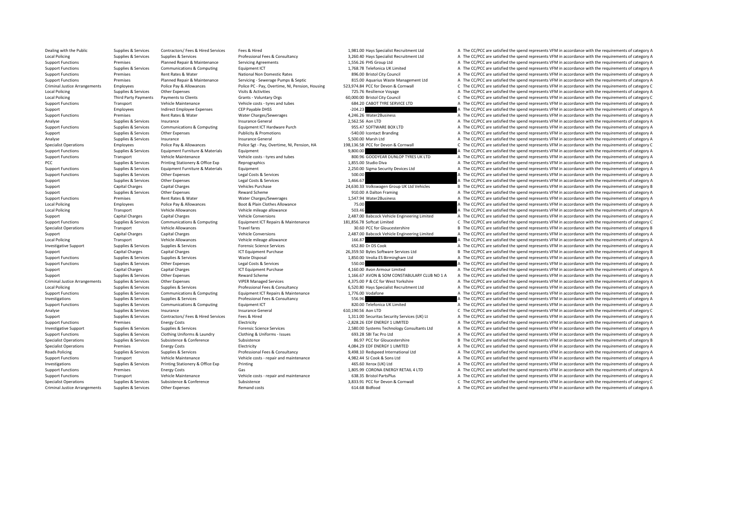| | | | | | | |
|---|---|---|---|---|---|---|
| Dealing with the Public | Supplies & Services | Contractors/ Fees & Hired Services | Fees & Hired | 1,981.00 | Hays Specialist Recruitment Ltd | A The CC/PCC are satisfied the spend represents VFM in accordance with the requirements of category A |
| Local Policing | Supplies & Services | Supplies & Services | Professional Fees & Consultancy | 3,260.40 | Hays Specialist Recruitment Ltd | A The CC/PCC are satisfied the spend represents VFM in accordance with the requirements of category A |
| Support Functions | Premises | Planned Repair & Maintenance | Servicing Agreements | 1,556.26 | PHS Group Ltd | A The CC/PCC are satisfied the spend represents VFM in accordance with the requirements of category A |
| Support Functions | Supplies & Services | Communications & Computing | Equipment ICT | 1,768.78 | Telefonica UK Limited | A The CC/PCC are satisfied the spend represents VFM in accordance with the requirements of category A |
| Support Functions | Premises | Rent Rates & Water | National Non Domestic Rates | 896.00 | Bristol City Council | A The CC/PCC are satisfied the spend represents VFM in accordance with the requirements of category A |
| Support Functions | Premises | Planned Repair & Maintenance | Servicing - Sewerage Pumps & Septic | 815.00 | Aquarius Waste Management Ltd | A The CC/PCC are satisfied the spend represents VFM in accordance with the requirements of category A |
| Criminal Justice Arrangements | Employees | Police Pay & Allowances | Police PC - Pay, Overtime, NI, Pension, Housing | 523,974.84 | PCC for Devon & Cornwall | C The CC/PCC are satisfied the spend represents VFM in accordance with the requirements of category C |
| Local Policing | Supplies & Services | Other Expenses | Visits & Activities | 725.76 | Resilience Voyage | A The CC/PCC are satisfied the spend represents VFM in accordance with the requirements of category A |
| Local Policing | Third Party Payments | Payments to Clients | Grants - Voluntary Orgs | 60,000.00 | Bristol City Council | C The CC/PCC are satisfied the spend represents VFM in accordance with the requirements of category C |
| Support Functions | Transport | Vehicle Maintenance | Vehicle costs - tyres and tubes | 684.20 | CABOT TYRE SERVICE LTD | A The CC/PCC are satisfied the spend represents VFM in accordance with the requirements of category A |
| Support | Employees | Indirect Employee Expenses | CEP Payable DHSS | -204.23 | | A The CC/PCC are satisfied the spend represents VFM in accordance with the requirements of category A |
| Support Functions | Premises | Rent Rates & Water | Water Charges/Sewerages | 4,246.26 | Water2Business | A The CC/PCC are satisfied the spend represents VFM in accordance with the requirements of category A |
| Analyse | Supplies & Services | Insurance | Insurance General | 2,562.56 | Aon LTD | A The CC/PCC are satisfied the spend represents VFM in accordance with the requirements of category A |
| Support Functions | Supplies & Services | Communications & Computing | Equipment ICT Hardware Purch | 955.47 | SOFTWARE BOX LTD | A The CC/PCC are satisfied the spend represents VFM in accordance with the requirements of category A |
| Support | Supplies & Services | Other Expenses | Publicity & Promotions | -540.00 | Icontact Branding | A The CC/PCC are satisfied the spend represents VFM in accordance with the requirements of category A |
| Analyse | Supplies & Services | Insurance | Insurance General | 5,500.00 | Marsh Ltd | A The CC/PCC are satisfied the spend represents VFM in accordance with the requirements of category A |
| Specialist Operations | Employees | Police Pay & Allowances | Police Sgt - Pay, Overtime, NI, Pension, HA | 198,136.58 | PCC for Devon & Cornwall | C The CC/PCC are satisfied the spend represents VFM in accordance with the requirements of category C |
| Support Functions | Supplies & Services | Equipment Furniture & Materials | Equipment | 9,800.00 | | A The CC/PCC are satisfied the spend represents VFM in accordance with the requirements of category A |
| Support Functions | Transport | Vehicle Maintenance | Vehicle costs - tyres and tubes | 800.96 | GOODYEAR DUNLOP TYRES UK LTD | A The CC/PCC are satisfied the spend represents VFM in accordance with the requirements of category A |
| PCC | Supplies & Services | Printing Stationery & Office Exp | Reprographics | 1,855.00 | Studio Diva | A The CC/PCC are satisfied the spend represents VFM in accordance with the requirements of category A |
| Support Functions | Supplies & Services | Equipment Furniture & Materials | Equipment | 2,250.00 | Sigma Security Devices Ltd | A The CC/PCC are satisfied the spend represents VFM in accordance with the requirements of category A |
| Support Functions | Supplies & Services | Other Expenses | Legal Costs & Services | 500.00 | | A The CC/PCC are satisfied the spend represents VFM in accordance with the requirements of category A |
| Support | Supplies & Services | Other Expenses | Legal Costs & Services | 1,466.67 | | A The CC/PCC are satisfied the spend represents VFM in accordance with the requirements of category A |
| Support | Capital Charges | Capital Charges | Vehicles Purchase | 24,630.33 | Volkswagen Group UK Ltd Vehicles | B The CC/PCC are satisfied the spend represents VFM in accordance with the requirements of category B |
| Support | Supplies & Services | Other Expenses | Reward Scheme | 910.00 | A Dalton Framing | A The CC/PCC are satisfied the spend represents VFM in accordance with the requirements of category A |
| Support Functions | Premises | Rent Rates & Water | Water Charges/Sewerages | 1,547.94 | Water2Business | A The CC/PCC are satisfied the spend represents VFM in accordance with the requirements of category A |
| Local Policing | Employees | Police Pay & Allowances | Boot & Plain Clothes Allowance | 75.00 | | A The CC/PCC are satisfied the spend represents VFM in accordance with the requirements of category A |
| Local Policing | Transport | Vehicle Allowances | Vehicle mileage allowance | 503.46 | | A The CC/PCC are satisfied the spend represents VFM in accordance with the requirements of category A |
| Support | Capital Charges | Capital Charges | Vehicle Conversions | 2,487.00 | Babcock Vehicle Engineering Limited | A The CC/PCC are satisfied the spend represents VFM in accordance with the requirements of category A |
| Support Functions | Supplies & Services | Communications & Computing | Equipment ICT Repairs & Maintenance | 181,856.78 | Softcat Limited | C The CC/PCC are satisfied the spend represents VFM in accordance with the requirements of category C |
| Specialist Operations | Transport | Vehicle Allowances | Travel fares | 30.60 | PCC for Gloucestershire | B The CC/PCC are satisfied the spend represents VFM in accordance with the requirements of category B |
| Support | Capital Charges | Capital Charges | Vehicle Conversions | 2,487.00 | Babcock Vehicle Engineering Limited | A The CC/PCC are satisfied the spend represents VFM in accordance with the requirements of category A |
| Local Policing | Transport | Vehicle Allowances | Vehicle mileage allowance | 166.87 | | A The CC/PCC are satisfied the spend represents VFM in accordance with the requirements of category A |
| Investigative Support | Supplies & Services | Supplies & Services | Forensic Science Services | 652.80 | Dr DS Cook | A The CC/PCC are satisfied the spend represents VFM in accordance with the requirements of category A |
| Support | Capital Charges | Capital Charges | ICT Equipment Purchase | 26,359.50 | Bytes Software Services Ltd | B The CC/PCC are satisfied the spend represents VFM in accordance with the requirements of category B |
| Support Functions | Supplies & Services | Supplies & Services | Waste Disposal | 1,850.00 | Veolia ES Birmingham Ltd | A The CC/PCC are satisfied the spend represents VFM in accordance with the requirements of category A |
| Support Functions | Supplies & Services | Other Expenses | Legal Costs & Services | 550.00 | | A The CC/PCC are satisfied the spend represents VFM in accordance with the requirements of category A |
| Support | Capital Charges | Capital Charges | ICT Equipment Purchase | 4,160.00 | Avon Armour Limited | A The CC/PCC are satisfied the spend represents VFM in accordance with the requirements of category A |
| Support | Supplies & Services | Other Expenses | Reward Scheme | 1,166.67 | AVON & SOM CONSTABULARY CLUB NO 1 A | A The CC/PCC are satisfied the spend represents VFM in accordance with the requirements of category A |
| Criminal Justice Arrangements | Supplies & Services | Other Expenses | VIPER Managed Services | 4,375.00 | P & CC for West Yorkshire | A The CC/PCC are satisfied the spend represents VFM in accordance with the requirements of category A |
| Local Policing | Supplies & Services | Supplies & Services | Professional Fees & Consultancy | 6,520.80 | Hays Specialist Recruitment Ltd | A The CC/PCC are satisfied the spend represents VFM in accordance with the requirements of category A |
| Support Functions | Supplies & Services | Communications & Computing | Equipment ICT Repairs & Maintenance | 1,776.00 | Vodafone | A The CC/PCC are satisfied the spend represents VFM in accordance with the requirements of category A |
| Investigations | Supplies & Services | Supplies & Services | Professional Fees & Consultancy | 556.96 | | A The CC/PCC are satisfied the spend represents VFM in accordance with the requirements of category A |
| Support Functions | Supplies & Services | Communications & Computing | Equipment ICT | 820.00 | Telefonica UK Limited | A The CC/PCC are satisfied the spend represents VFM in accordance with the requirements of category A |
| Analyse | Supplies & Services | Insurance | Insurance General | 610,190.56 | Aon LTD | C The CC/PCC are satisfied the spend represents VFM in accordance with the requirements of category C |
| Support | Supplies & Services | Contractors/ Fees & Hired Services | Fees & Hired | 1,311.00 | Securitas Security Services (UK) Lt | A The CC/PCC are satisfied the spend represents VFM in accordance with the requirements of category A |
| Support Functions | Premises | Energy Costs | Electricity | -2,828.26 | EDF ENERGY 1 LIMITED | A The CC/PCC are satisfied the spend represents VFM in accordance with the requirements of category A |
| Investigative Support | Supplies & Services | Supplies & Services | Forensic Science Services | 2,580.00 | Systems Technology Consultants Ltd | A The CC/PCC are satisfied the spend represents VFM in accordance with the requirements of category A |
| Support Functions | Supplies & Services | Clothing Uniforms & Laundry | Clothing & Uniforms - Issues | 693.28 | SBI Tac Pro Ltd | A The CC/PCC are satisfied the spend represents VFM in accordance with the requirements of category A |
| Specialist Operations | Supplies & Services | Subsistence & Conference | Subsistence | 86.97 | PCC for Gloucestershire | B The CC/PCC are satisfied the spend represents VFM in accordance with the requirements of category B |
| Specialist Operations | Premises | Energy Costs | Electricity | 4,084.29 | EDF ENERGY 1 LIMITED | A The CC/PCC are satisfied the spend represents VFM in accordance with the requirements of category A |
| Roads Policing | Supplies & Services | Supplies & Services | Professional Fees & Consultancy | 9,498.10 | Redspeed International Ltd | A The CC/PCC are satisfied the spend represents VFM in accordance with the requirements of category A |
| Support Functions | Transport | Vehicle Maintenance | Vehicle costs - repair and maintenance | 4,982.44 | SJ Cook & Sons Ltd | A The CC/PCC are satisfied the spend represents VFM in accordance with the requirements of category A |
| Investigations | Supplies & Services | Printing Stationery & Office Exp | Printing | 465.60 | Xerox (UK) Ltd | A The CC/PCC are satisfied the spend represents VFM in accordance with the requirements of category A |
| Support Functions | Premises | Energy Costs | Gas | 1,805.99 | CORONA ENERGY RETAIL 4 LTD | A The CC/PCC are satisfied the spend represents VFM in accordance with the requirements of category A |
| Support Functions | Transport | Vehicle Maintenance | Vehicle costs - repair and maintenance | 638.35 | Bristol PartsPlus | A The CC/PCC are satisfied the spend represents VFM in accordance with the requirements of category A |
| Specialist Operations | Supplies & Services | Subsistence & Conference | Subsistence | 3,833.91 | PCC for Devon & Cornwall | C The CC/PCC are satisfied the spend represents VFM in accordance with the requirements of category C |
| Criminal Justice Arrangements | Supplies & Services | Other Expenses | Remand costs | 614.68 | Bidfood | A The CC/PCC are satisfied the spend represents VFM in accordance with the requirements of category A |